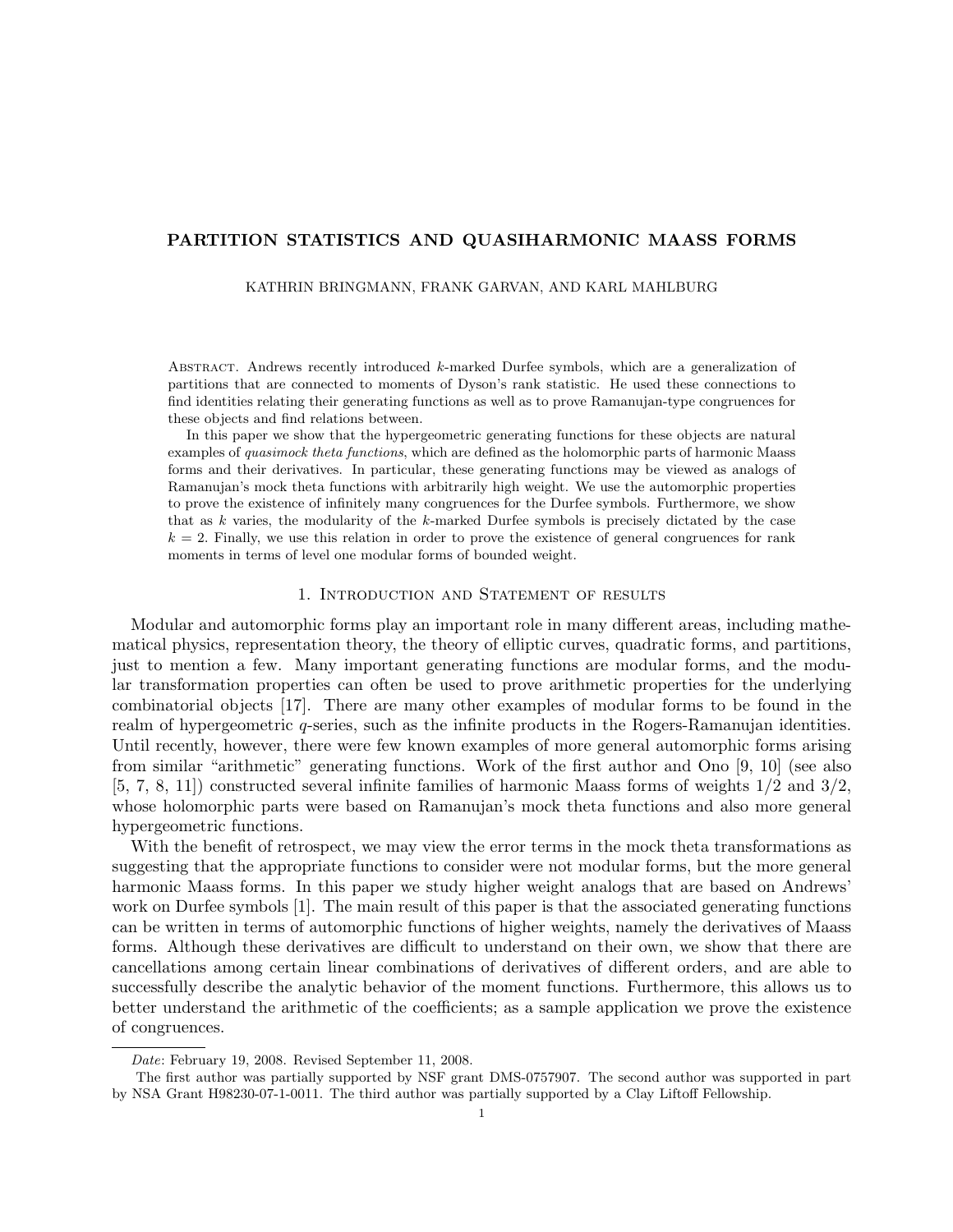# PARTITION STATISTICS AND QUASIHARMONIC MAASS FORMS

KATHRIN BRINGMANN, FRANK GARVAN, AND KARL MAHLBURG

Abstract. Andrews recently introduced $k$-marked Durfee symbols, which are a generalization of partitions that are connected to moments of Dyson's rank statistic. He used these connections to find identities relating their generating functions as well as to prove Ramanujan-type congruences for these objects and find relations between.

In this paper we show that the hypergeometric generating functions for these objects are natural examples of *quasimock theta functions*, which are defined as the holomorphic parts of harmonic Maass forms and their derivatives. In particular, these generating functions may be viewed as analogs of Ramanujan's mock theta functions with arbitrarily high weight. We use the automorphic properties to prove the existence of infinitely many congruences for the Durfee symbols. Furthermore, we show that as $k$ varies, the modularity of the $k$-marked Durfee symbols is precisely dictated by the case $k = 2$. Finally, we use this relation in order to prove the existence of general congruences for rank moments in terms of level one modular forms of bounded weight.

## 1. Introduction and Statement of results

Modular and automorphic forms play an important role in many different areas, including mathematical physics, representation theory, the theory of elliptic curves, quadratic forms, and partitions, just to mention a few. Many important generating functions are modular forms, and the modular transformation properties can often be used to prove arithmetic properties for the underlying combinatorial objects [17]. There are many other examples of modular forms to be found in the realm of hypergeometric $q$-series, such as the infinite products in the Rogers-Ramanujan identities. Until recently, however, there were few known examples of more general automorphic forms arising from similar "arithmetic" generating functions. Work of the first author and Ono [9, 10] (see also [5, 7, 8, 11]) constructed several infinite families of harmonic Maass forms of weights 1/2 and 3/2, whose holomorphic parts were based on Ramanujan's mock theta functions and also more general hypergeometric functions.

With the benefit of retrospect, we may view the error terms in the mock theta transformations as suggesting that the appropriate functions to consider were not modular forms, but the more general harmonic Maass forms. In this paper we study higher weight analogs that are based on Andrews' work on Durfee symbols [1]. The main result of this paper is that the associated generating functions can be written in terms of automorphic functions of higher weights, namely the derivatives of Maass forms. Although these derivatives are difficult to understand on their own, we show that there are cancellations among certain linear combinations of derivatives of different orders, and are able to successfully describe the analytic behavior of the moment functions. Furthermore, this allows us to better understand the arithmetic of the coefficients; as a sample application we prove the existence of congruences.

---

*Date*: February 19, 2008. Revised September 11, 2008.

The first author was partially supported by NSF grant DMS-0757907. The second author was supported in part by NSA Grant H98230-07-1-0011. The third author was partially supported by a Clay Liftoff Fellowship.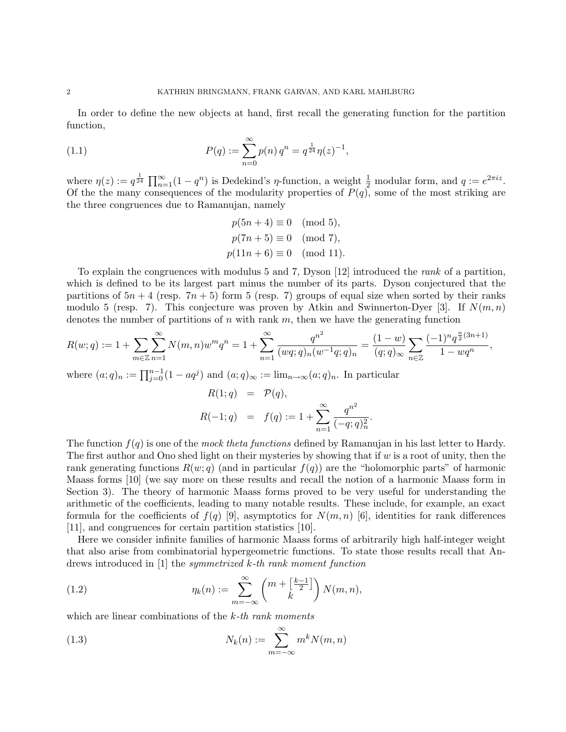In order to define the new objects at hand, first recall the generating function for the partition function,

$$P(q) := \sum_{n=0}^{\infty} p(n)\, q^n = q^{\frac{1}{24}} \eta(z)^{-1}, \tag{1.1}$$

where $\eta(z) := q^{\frac{1}{24}} \prod_{n=1}^{\infty}(1-q^n)$ is Dedekind's $\eta$-function, a weight $\frac{1}{2}$ modular form, and $q := e^{2\pi i z}$. Of the the many consequences of the modularity properties of $P(q)$, some of the most striking are the three congruences due to Ramanujan, namely

$$\begin{aligned} p(5n+4) &\equiv 0 \pmod{5},\\ p(7n+5) &\equiv 0 \pmod{7},\\ p(11n+6) &\equiv 0 \pmod{11}. \end{aligned}$$

To explain the congruences with modulus 5 and 7, Dyson [12] introduced the *rank* of a partition, which is defined to be its largest part minus the number of its parts. Dyson conjectured that the partitions of $5n+4$ (resp. $7n+5$) form 5 (resp. 7) groups of equal size when sorted by their ranks modulo 5 (resp. 7). This conjecture was proven by Atkin and Swinnerton-Dyer [3]. If $N(m,n)$ denotes the number of partitions of $n$ with rank $m$, then we have the generating function

$$R(w;q) := 1 + \sum_{m\in\mathbb{Z}} \sum_{n=1}^{\infty} N(m,n) w^m q^n = 1 + \sum_{n=1}^{\infty} \frac{q^{n^2}}{(wq;q)_n (w^{-1}q;q)_n} = \frac{(1-w)}{(q;q)_\infty} \sum_{n\in\mathbb{Z}} \frac{(-1)^n q^{\frac{n}{2}(3n+1)}}{1-wq^n},$$

where $(a;q)_n := \prod_{j=0}^{n-1}(1-aq^j)$ and $(a;q)_\infty := \lim_{n\to\infty}(a;q)_n$. In particular

$$\begin{aligned} R(1;q) &= \mathcal{P}(q),\\ R(-1;q) &= f(q) := 1 + \sum_{n=1}^{\infty} \frac{q^{n^2}}{(-q;q)_n^2}. \end{aligned}$$

The function $f(q)$ is one of the *mock theta functions* defined by Ramanujan in his last letter to Hardy. The first author and Ono shed light on their mysteries by showing that if $w$ is a root of unity, then the rank generating functions $R(w;q)$ (and in particular $f(q)$) are the "holomorphic parts" of harmonic Maass forms [10] (we say more on these results and recall the notion of a harmonic Maass form in Section 3). The theory of harmonic Maass forms proved to be very useful for understanding the arithmetic of the coefficients, leading to many notable results. These include, for example, an exact formula for the coefficients of $f(q)$ [9], asymptotics for $N(m,n)$ [6], identities for rank differences [11], and congruences for certain partition statistics [10].

Here we consider infinite families of harmonic Maass forms of arbitrarily high half-integer weight that also arise from combinatorial hypergeometric functions. To state those results recall that Andrews introduced in [1] the *symmetrized k-th rank moment function*

$$\eta_k(n) := \sum_{m=-\infty}^{\infty} \binom{m + \left[\frac{k-1}{2}\right]}{k} N(m,n), \tag{1.2}$$

which are linear combinations of the *k-th rank moments*

$$N_k(n) := \sum_{m=-\infty}^{\infty} m^k N(m,n) \tag{1.3}$$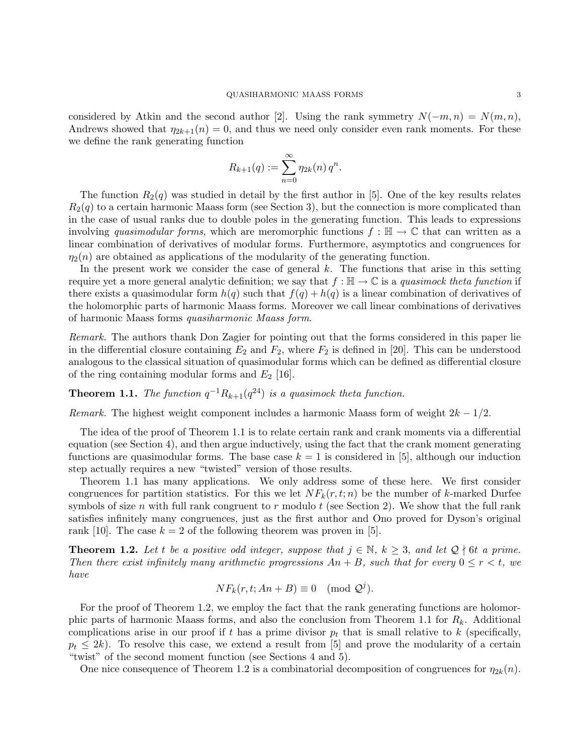considered by Atkin and the second author [2]. Using the rank symmetry $N(-m,n) = N(m,n)$, Andrews showed that $\eta_{2k+1}(n) = 0$, and thus we need only consider even rank moments. For these we define the rank generating function

$$R_{k+1}(q) := \sum_{n=0}^{\infty} \eta_{2k}(n)\, q^n.$$

The function $R_2(q)$ was studied in detail by the first author in [5]. One of the key results relates $R_2(q)$ to a certain harmonic Maass form (see Section 3), but the connection is more complicated than in the case of usual ranks due to double poles in the generating function. This leads to expressions involving *quasimodular forms*, which are meromorphic functions $f : \mathbb{H} \to \mathbb{C}$ that can written as a linear combination of derivatives of modular forms. Furthermore, asymptotics and congruences for $\eta_2(n)$ are obtained as applications of the modularity of the generating function.

In the present work we consider the case of general $k$. The functions that arise in this setting require yet a more general analytic definition; we say that $f : \mathbb{H} \to \mathbb{C}$ is a *quasimock theta function* if there exists a quasimodular form $h(q)$ such that $f(q) + h(q)$ is a linear combination of derivatives of the holomorphic parts of harmonic Maass forms. Moreover we call linear combinations of derivatives of harmonic Maass forms *quasiharmonic Maass form*.

*Remark.* The authors thank Don Zagier for pointing out that the forms considered in this paper lie in the differential closure containing $E_2$ and $F_2$, where $F_2$ is defined in [20]. This can be understood analogous to the classical situation of quasimodular forms which can be defined as differential closure of the ring containing modular forms and $E_2$ [16].

**Theorem 1.1.** *The function $q^{-1}R_{k+1}(q^{24})$ is a quasimock theta function.*

*Remark.* The highest weight component includes a harmonic Maass form of weight $2k - 1/2$.

The idea of the proof of Theorem 1.1 is to relate certain rank and crank moments via a differential equation (see Section 4), and then argue inductively, using the fact that the crank moment generating functions are quasimodular forms. The base case $k = 1$ is considered in [5], although our induction step actually requires a new "twisted" version of those results.

Theorem 1.1 has many applications. We only address some of these here. We first consider congruences for partition statistics. For this we let $NF_k(r,t;n)$ be the number of $k$-marked Durfee symbols of size $n$ with full rank congruent to $r$ modulo $t$ (see Section 2). We show that the full rank satisfies infinitely many congruences, just as the first author and Ono proved for Dyson's original rank [10]. The case $k = 2$ of the following theorem was proven in [5].

**Theorem 1.2.** *Let $t$ be a positive odd integer, suppose that $j \in \mathbb{N}$, $k \geq 3$, and let $\mathcal{Q} \nmid 6t$ a prime. Then there exist infinitely many arithmetic progressions $An + B$, such that for every $0 \leq r < t$, we have*

$$NF_k(r,t;An+B) \equiv 0 \pmod{\mathcal{Q}^j}.$$

For the proof of Theorem 1.2, we employ the fact that the rank generating functions are holomorphic parts of harmonic Maass forms, and also the conclusion from Theorem 1.1 for $R_k$. Additional complications arise in our proof if $t$ has a prime divisor $p_t$ that is small relative to $k$ (specifically, $p_t \leq 2k$). To resolve this case, we extend a result from [5] and prove the modularity of a certain "twist" of the second moment function (see Sections 4 and 5).

One nice consequence of Theorem 1.2 is a combinatorial decomposition of congruences for $\eta_{2k}(n)$.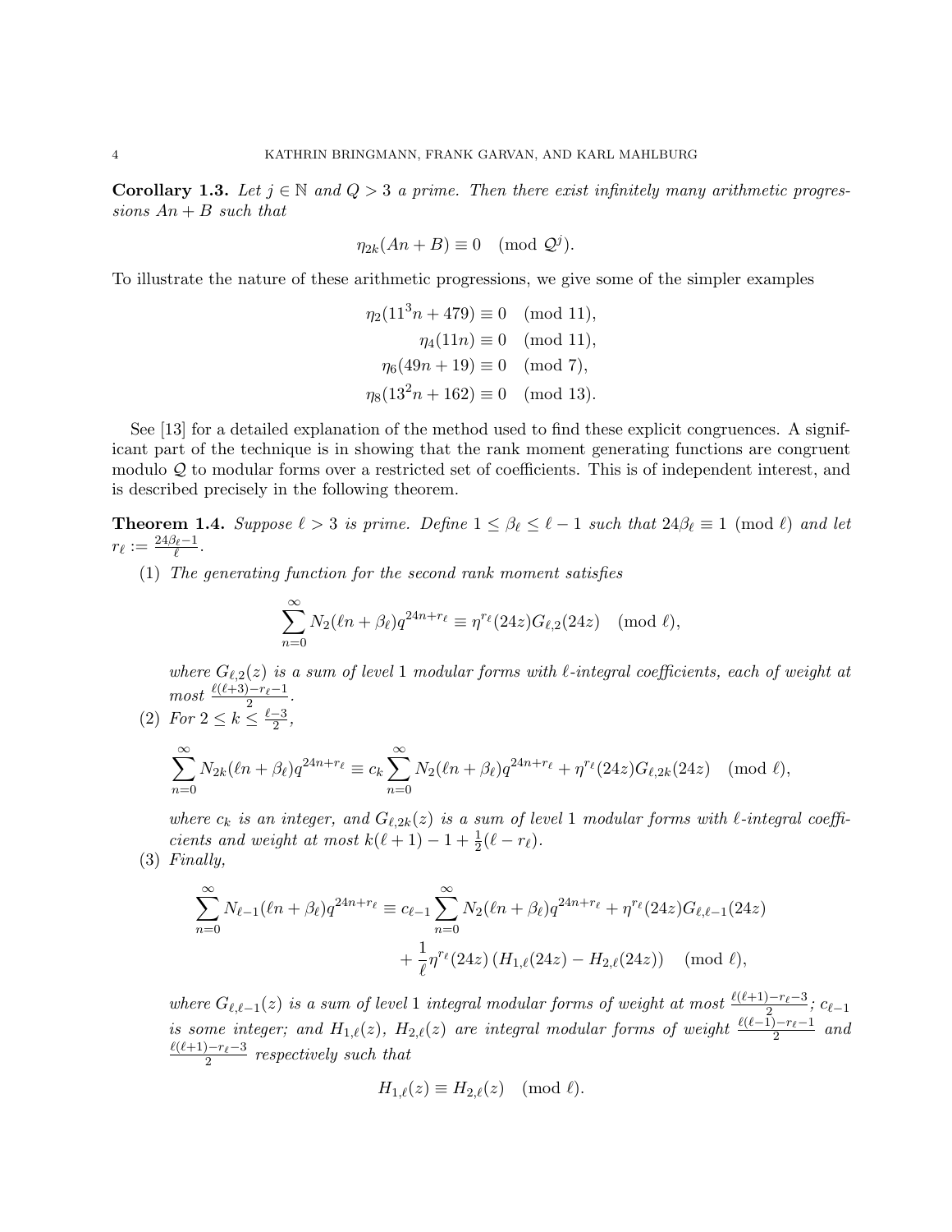**Corollary 1.3.** *Let $j \in \mathbb{N}$ and $Q > 3$ a prime. Then there exist infinitely many arithmetic progressions $An + B$ such that*

$$\eta_{2k}(An + B) \equiv 0 \pmod{\mathcal{Q}^j}.$$

To illustrate the nature of these arithmetic progressions, we give some of the simpler examples

$$\begin{aligned}
\eta_2(11^3 n + 479) &\equiv 0 \pmod{11},\\
\eta_4(11n) &\equiv 0 \pmod{11},\\
\eta_6(49n + 19) &\equiv 0 \pmod{7},\\
\eta_8(13^2 n + 162) &\equiv 0 \pmod{13}.
\end{aligned}$$

See [13] for a detailed explanation of the method used to find these explicit congruences. A significant part of the technique is in showing that the rank moment generating functions are congruent modulo $\mathcal{Q}$ to modular forms over a restricted set of coefficients. This is of independent interest, and is described precisely in the following theorem.

**Theorem 1.4.** *Suppose $\ell > 3$ is prime. Define $1 \leq \beta_\ell \leq \ell - 1$ such that $24\beta_\ell \equiv 1 \pmod{\ell}$ and let $r_\ell := \frac{24\beta_\ell - 1}{\ell}$.*

(1) *The generating function for the second rank moment satisfies*

$$\sum_{n=0}^{\infty} N_2(\ell n + \beta_\ell) q^{24n + r_\ell} \equiv \eta^{r_\ell}(24z) G_{\ell,2}(24z) \pmod{\ell},$$

*where $G_{\ell,2}(z)$ is a sum of level 1 modular forms with $\ell$-integral coefficients, each of weight at most $\frac{\ell(\ell+3) - r_\ell - 1}{2}$.*

(2) *For $2 \leq k \leq \frac{\ell - 3}{2}$,*

$$\sum_{n=0}^{\infty} N_{2k}(\ell n + \beta_\ell) q^{24n + r_\ell} \equiv c_k \sum_{n=0}^{\infty} N_2(\ell n + \beta_\ell) q^{24n + r_\ell} + \eta^{r_\ell}(24z) G_{\ell,2k}(24z) \pmod{\ell},$$

*where $c_k$ is an integer, and $G_{\ell,2k}(z)$ is a sum of level 1 modular forms with $\ell$-integral coefficients and weight at most $k(\ell+1) - 1 + \frac{1}{2}(\ell - r_\ell)$.*

(3) *Finally,*

$$\begin{aligned}
\sum_{n=0}^{\infty} N_{\ell-1}(\ell n + \beta_\ell) q^{24n + r_\ell} \equiv c_{\ell-1} & \sum_{n=0}^{\infty} N_2(\ell n + \beta_\ell) q^{24n + r_\ell} + \eta^{r_\ell}(24z) G_{\ell,\ell-1}(24z)\\
&+ \frac{1}{\ell} \eta^{r_\ell}(24z) \left(H_{1,\ell}(24z) - H_{2,\ell}(24z)\right) \pmod{\ell},
\end{aligned}$$

*where $G_{\ell,\ell-1}(z)$ is a sum of level 1 integral modular forms of weight at most $\frac{\ell(\ell+1) - r_\ell - 3}{2}$; $c_{\ell-1}$ is some integer; and $H_{1,\ell}(z)$, $H_{2,\ell}(z)$ are integral modular forms of weight $\frac{\ell(\ell-1) - r_\ell - 1}{2}$ and $\frac{\ell(\ell+1) - r_\ell - 3}{2}$ respectively such that*

$$H_{1,\ell}(z) \equiv H_{2,\ell}(z) \pmod{\ell}.$$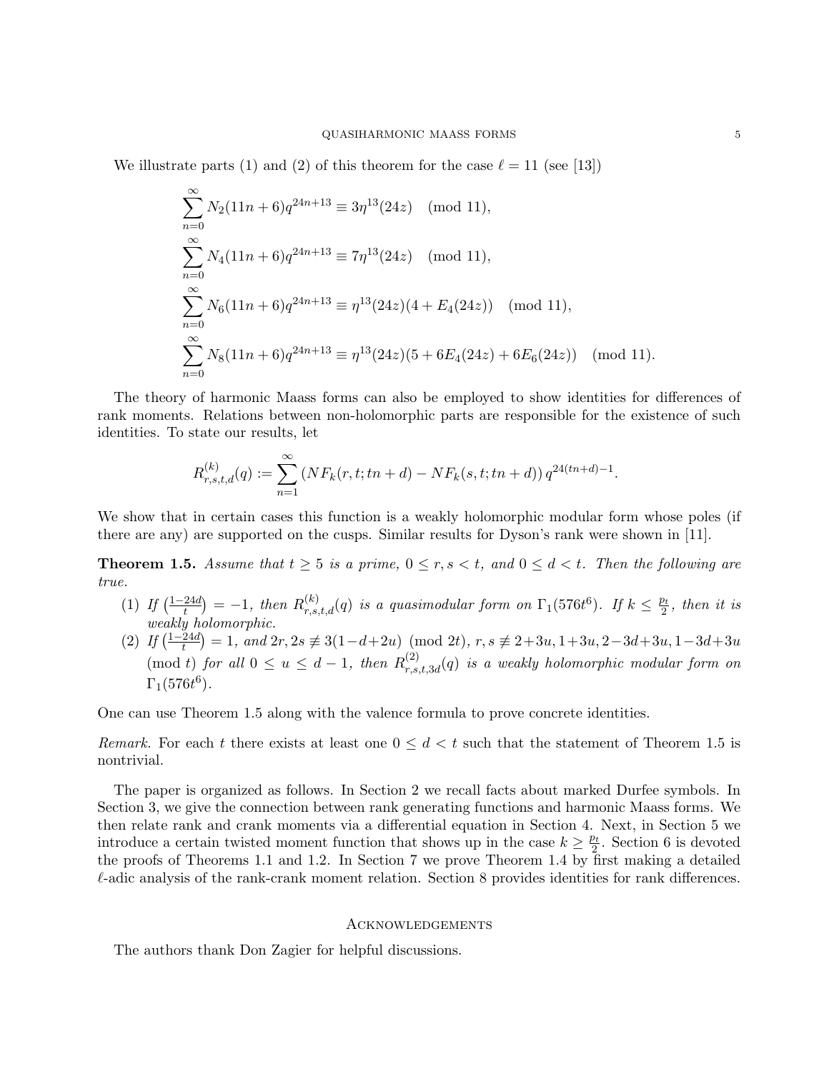We illustrate parts (1) and (2) of this theorem for the case $\ell = 11$ (see [13])

$$\sum_{n=0}^{\infty} N_2(11n+6)q^{24n+13} \equiv 3\eta^{13}(24z) \pmod{11},$$

$$\sum_{n=0}^{\infty} N_4(11n+6)q^{24n+13} \equiv 7\eta^{13}(24z) \pmod{11},$$

$$\sum_{n=0}^{\infty} N_6(11n+6)q^{24n+13} \equiv \eta^{13}(24z)(4+E_4(24z)) \pmod{11},$$

$$\sum_{n=0}^{\infty} N_8(11n+6)q^{24n+13} \equiv \eta^{13}(24z)(5+6E_4(24z)+6E_6(24z)) \pmod{11}.$$

The theory of harmonic Maass forms can also be employed to show identities for differences of rank moments. Relations between non-holomorphic parts are responsible for the existence of such identities. To state our results, let

$$R^{(k)}_{r,s,t,d}(q) := \sum_{n=1}^{\infty} \left( NF_k(r,t;tn+d) - NF_k(s,t;tn+d) \right) q^{24(tn+d)-1}.$$

We show that in certain cases this function is a weakly holomorphic modular form whose poles (if there are any) are supported on the cusps. Similar results for Dyson's rank were shown in [11].

**Theorem 1.5.** *Assume that $t \geq 5$ is a prime, $0 \leq r, s < t$, and $0 \leq d < t$. Then the following are true.*

1. *If $\left(\frac{1-24d}{t}\right) = -1$, then $R^{(k)}_{r,s,t,d}(q)$ is a quasimodular form on $\Gamma_1(576t^6)$. If $k \leq \frac{p_t}{2}$, then it is weakly holomorphic.*
2. *If $\left(\frac{1-24d}{t}\right) = 1$, and $2r, 2s \not\equiv 3(1-d+2u) \pmod{2t}$, $r, s \not\equiv 2+3u, 1+3u, 2-3d+3u, 1-3d+3u \pmod{t}$ for all $0 \leq u \leq d-1$, then $R^{(2)}_{r,s,t,3d}(q)$ is a weakly holomorphic modular form on $\Gamma_1(576t^6)$.*

One can use Theorem 1.5 along with the valence formula to prove concrete identities.

*Remark.* For each $t$ there exists at least one $0 \leq d < t$ such that the statement of Theorem 1.5 is nontrivial.

The paper is organized as follows. In Section 2 we recall facts about marked Durfee symbols. In Section 3, we give the connection between rank generating functions and harmonic Maass forms. We then relate rank and crank moments via a differential equation in Section 4. Next, in Section 5 we introduce a certain twisted moment function that shows up in the case $k \geq \frac{p_t}{2}$. Section 6 is devoted the proofs of Theorems 1.1 and 1.2. In Section 7 we prove Theorem 1.4 by first making a detailed $\ell$-adic analysis of the rank-crank moment relation. Section 8 provides identities for rank differences.

## Acknowledgements

The authors thank Don Zagier for helpful discussions.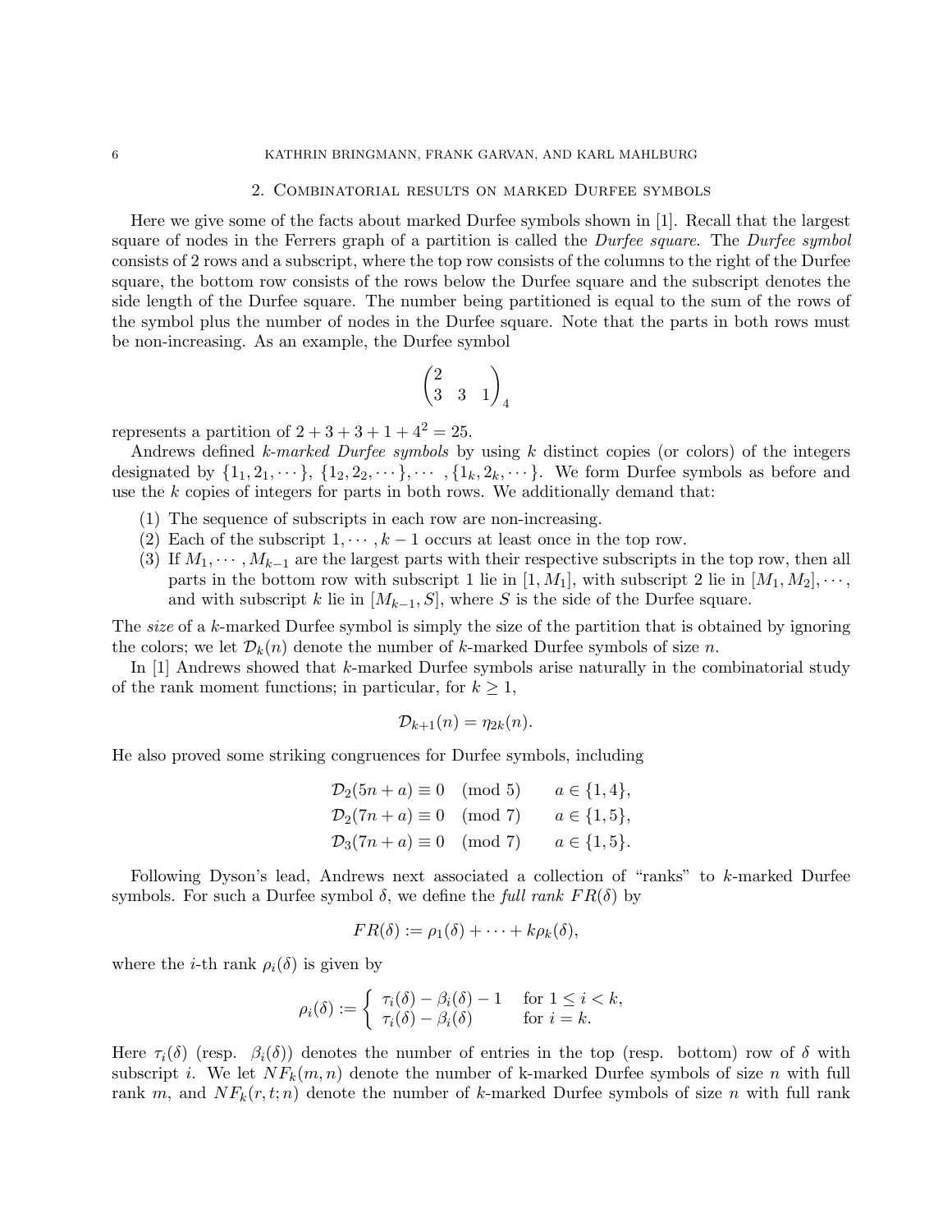## 2. Combinatorial results on marked Durfee symbols

Here we give some of the facts about marked Durfee symbols shown in [1]. Recall that the largest square of nodes in the Ferrers graph of a partition is called the *Durfee square*. The *Durfee symbol* consists of 2 rows and a subscript, where the top row consists of the columns to the right of the Durfee square, the bottom row consists of the rows below the Durfee square and the subscript denotes the side length of the Durfee square. The number being partitioned is equal to the sum of the rows of the symbol plus the number of nodes in the Durfee square. Note that the parts in both rows must be non-increasing. As an example, the Durfee symbol

$$\begin{pmatrix} 2 & & \\ 3 & 3 & 1 \end{pmatrix}_4$$

represents a partition of $2+3+3+1+4^2 = 25$.

Andrews defined *k-marked Durfee symbols* by using $k$ distinct copies (or colors) of the integers designated by $\{1_1, 2_1, \cdots\}$, $\{1_2, 2_2, \cdots\}, \cdots, \{1_k, 2_k, \cdots\}$. We form Durfee symbols as before and use the $k$ copies of integers for parts in both rows. We additionally demand that:

1. The sequence of subscripts in each row are non-increasing.
2. Each of the subscript $1, \cdots, k-1$ occurs at least once in the top row.
3. If $M_1, \cdots, M_{k-1}$ are the largest parts with their respective subscripts in the top row, then all parts in the bottom row with subscript 1 lie in $[1, M_1]$, with subscript 2 lie in $[M_1, M_2], \cdots$, and with subscript $k$ lie in $[M_{k-1}, S]$, where $S$ is the side of the Durfee square.

The *size* of a $k$-marked Durfee symbol is simply the size of the partition that is obtained by ignoring the colors; we let $\mathcal{D}_k(n)$ denote the number of $k$-marked Durfee symbols of size $n$.

In [1] Andrews showed that $k$-marked Durfee symbols arise naturally in the combinatorial study of the rank moment functions; in particular, for $k \geq 1$,

$$\mathcal{D}_{k+1}(n) = \eta_{2k}(n).$$

He also proved some striking congruences for Durfee symbols, including

$$\begin{aligned}
\mathcal{D}_2(5n+a) &\equiv 0 \pmod 5 \qquad a \in \{1,4\}, \\
\mathcal{D}_2(7n+a) &\equiv 0 \pmod 7 \qquad a \in \{1,5\}, \\
\mathcal{D}_3(7n+a) &\equiv 0 \pmod 7 \qquad a \in \{1,5\}.
\end{aligned}$$

Following Dyson's lead, Andrews next associated a collection of "ranks" to $k$-marked Durfee symbols. For such a Durfee symbol $\delta$, we define the *full rank* $FR(\delta)$ by

$$FR(\delta) := \rho_1(\delta) + \cdots + k\rho_k(\delta),$$

where the $i$-th rank $\rho_i(\delta)$ is given by

$$\rho_i(\delta) := \begin{cases} \tau_i(\delta) - \beta_i(\delta) - 1 & \text{for } 1 \leq i < k, \\ \tau_i(\delta) - \beta_i(\delta) & \text{for } i = k. \end{cases}$$

Here $\tau_i(\delta)$ (resp. $\beta_i(\delta)$) denotes the number of entries in the top (resp. bottom) row of $\delta$ with subscript $i$. We let $NF_k(m,n)$ denote the number of k-marked Durfee symbols of size $n$ with full rank $m$, and $NF_k(r,t;n)$ denote the number of $k$-marked Durfee symbols of size $n$ with full rank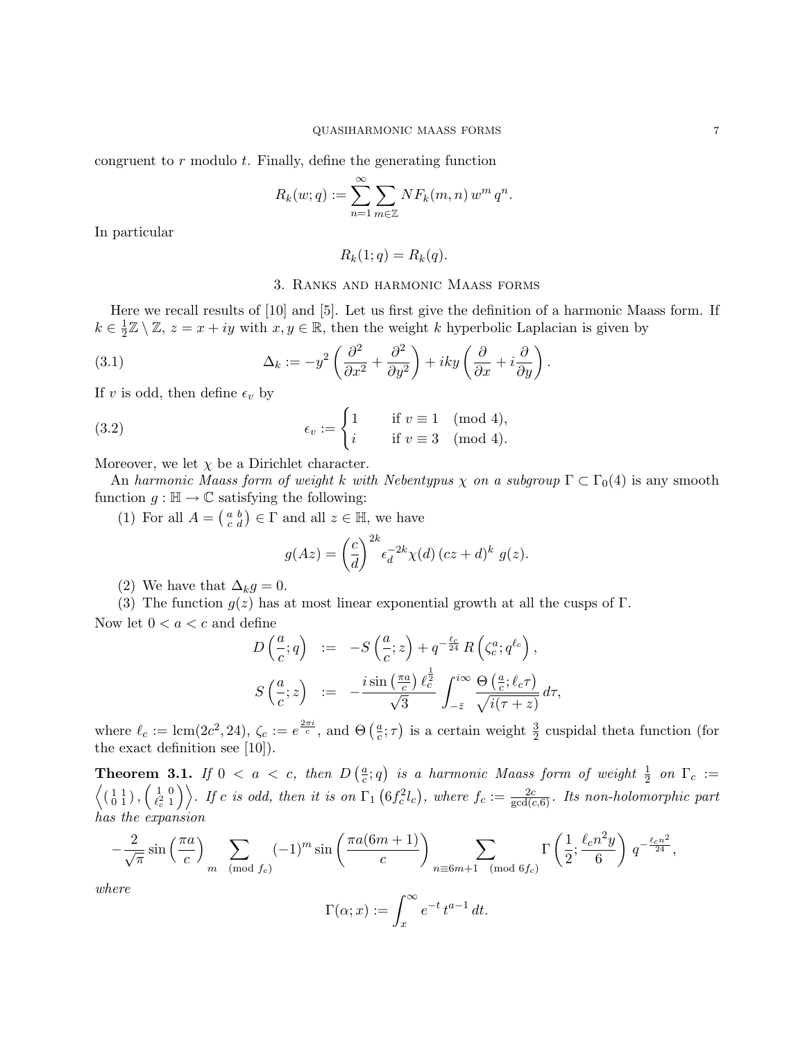congruent to $r$ modulo $t$. Finally, define the generating function

$$R_k(w;q) := \sum_{n=1}^{\infty} \sum_{m\in\mathbb{Z}} NF_k(m,n)\, w^m\, q^n.$$

In particular

$$R_k(1;q) = R_k(q).$$

## 3. Ranks and harmonic Maass forms

Here we recall results of [10] and [5]. Let us first give the definition of a harmonic Maass form. If $k \in \frac{1}{2}\mathbb{Z} \setminus \mathbb{Z}$, $z = x + iy$ with $x, y \in \mathbb{R}$, then the weight $k$ hyperbolic Laplacian is given by

$$\Delta_k := -y^2 \left( \frac{\partial^2}{\partial x^2} + \frac{\partial^2}{\partial y^2} \right) + iky \left( \frac{\partial}{\partial x} + i \frac{\partial}{\partial y} \right). \tag{3.1}$$

If $v$ is odd, then define $\epsilon_v$ by

$$\epsilon_v := \begin{cases} 1 & \text{if } v \equiv 1 \pmod 4, \\ i & \text{if } v \equiv 3 \pmod 4. \end{cases} \tag{3.2}$$

Moreover, we let $\chi$ be a Dirichlet character.

An *harmonic Maass form of weight $k$ with Nebentypus $\chi$ on a subgroup $\Gamma \subset \Gamma_0(4)$* is any smooth function $g : \mathbb{H} \to \mathbb{C}$ satisfying the following:

(1) For all $A = \left(\begin{smallmatrix} a & b \\ c & d \end{smallmatrix}\right) \in \Gamma$ and all $z \in \mathbb{H}$, we have

$$g(Az) = \left(\frac{c}{d}\right)^{2k} \epsilon_d^{-2k} \chi(d)\, (cz+d)^k\, g(z).$$

(2) We have that $\Delta_k g = 0$.

(3) The function $g(z)$ has at most linear exponential growth at all the cusps of $\Gamma$.

Now let $0 < a < c$ and define

$$\begin{aligned} D\left(\frac{a}{c};q\right) &:= -S\left(\frac{a}{c};z\right) + q^{-\frac{\ell_c}{24}}\, R\left(\zeta_c^a; q^{\ell_c}\right), \\ S\left(\frac{a}{c};z\right) &:= -\frac{i \sin\left(\frac{\pi a}{c}\right) \ell_c^{\frac{1}{2}}}{\sqrt{3}} \int_{-\bar{z}}^{i\infty} \frac{\Theta\left(\frac{a}{c}; \ell_c \tau\right)}{\sqrt{i(\tau+z)}}\, d\tau, \end{aligned}$$

where $\ell_c := \operatorname{lcm}(2c^2, 24)$, $\zeta_c := e^{\frac{2\pi i}{c}}$, and $\Theta\left(\frac{a}{c};\tau\right)$ is a certain weight $\frac{3}{2}$ cuspidal theta function (for the exact definition see [10]).

**Theorem 3.1.** *If $0 < a < c$, then $D\left(\frac{a}{c};q\right)$ is a harmonic Maass form of weight $\frac{1}{2}$ on $\Gamma_c := \left\langle \left(\begin{smallmatrix} 1 & 1 \\ 0 & 1 \end{smallmatrix}\right), \left(\begin{smallmatrix} 1 & 0 \\ \ell_c^2 & 1 \end{smallmatrix}\right) \right\rangle$. If $c$ is odd, then it is on $\Gamma_1\left(6f_c^2 l_c\right)$, where $f_c := \frac{2c}{\gcd(c,6)}$. Its non-holomorphic part has the expansion*

$$-\frac{2}{\sqrt{\pi}} \sin\left(\frac{\pi a}{c}\right) \sum_{m \pmod{f_c}} (-1)^m \sin\left(\frac{\pi a(6m+1)}{c}\right) \sum_{n \equiv 6m+1 \pmod{6f_c}} \Gamma\left(\frac{1}{2}; \frac{\ell_c n^2 y}{6}\right) q^{-\frac{\ell_c n^2}{24}},$$

*where*

$$\Gamma(\alpha; x) := \int_x^{\infty} e^{-t}\, t^{a-1}\, dt.$$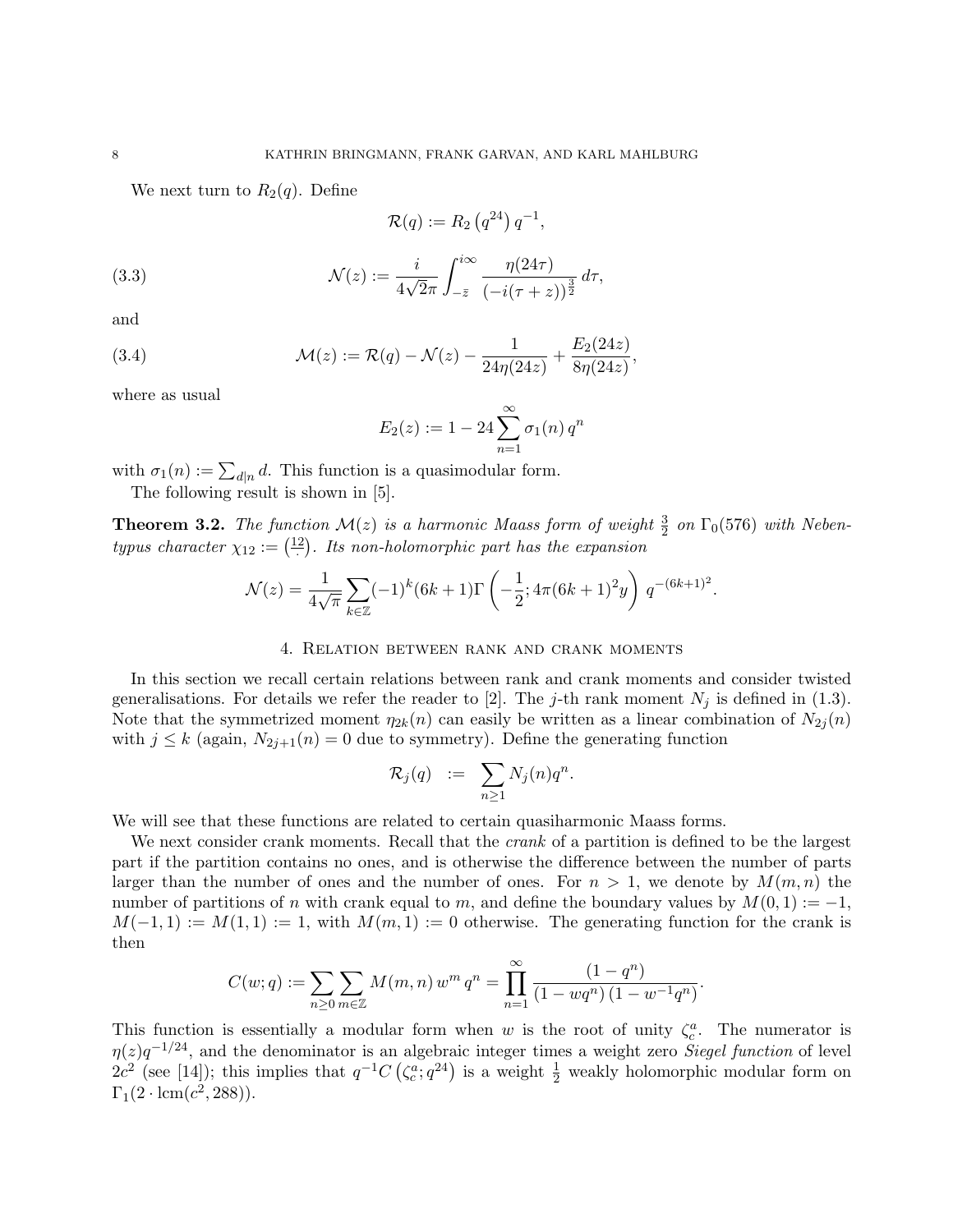We next turn to $R_2(q)$. Define

$$\mathcal{R}(q) := R_2\left(q^{24}\right) q^{-1},$$

$$\mathcal{N}(z) := \frac{i}{4\sqrt{2}\pi} \int_{-\bar{z}}^{i\infty} \frac{\eta(24\tau)}{(-i(\tau+z))^{\frac{3}{2}}}\, d\tau, \tag{3.3}$$

and

$$\mathcal{M}(z) := \mathcal{R}(q) - \mathcal{N}(z) - \frac{1}{24\eta(24z)} + \frac{E_2(24z)}{8\eta(24z)}, \tag{3.4}$$

where as usual

$$E_2(z) := 1 - 24\sum_{n=1}^{\infty} \sigma_1(n)\, q^n$$

with $\sigma_1(n) := \sum_{d|n} d$. This function is a quasimodular form.

The following result is shown in [5].

**Theorem 3.2.** *The function $\mathcal{M}(z)$ is a harmonic Maass form of weight $\frac{3}{2}$ on $\Gamma_0(576)$ with Nebentypus character $\chi_{12} := \left(\frac{12}{\cdot}\right)$. Its non-holomorphic part has the expansion*

$$\mathcal{N}(z) = \frac{1}{4\sqrt{\pi}} \sum_{k\in\mathbb{Z}} (-1)^k (6k+1) \Gamma\left(-\frac{1}{2}; 4\pi(6k+1)^2 y\right) q^{-(6k+1)^2}.$$

## 4. Relation between rank and crank moments

In this section we recall certain relations between rank and crank moments and consider twisted generalisations. For details we refer the reader to [2]. The $j$-th rank moment $N_j$ is defined in (1.3). Note that the symmetrized moment $\eta_{2k}(n)$ can easily be written as a linear combination of $N_{2j}(n)$ with $j \le k$ (again, $N_{2j+1}(n) = 0$ due to symmetry). Define the generating function

$$\mathcal{R}_j(q) \;\; := \;\; \sum_{n\ge 1} N_j(n) q^n.$$

We will see that these functions are related to certain quasiharmonic Maass forms.

We next consider crank moments. Recall that the *crank* of a partition is defined to be the largest part if the partition contains no ones, and is otherwise the difference between the number of parts larger than the number of ones and the number of ones. For $n > 1$, we denote by $M(m,n)$ the number of partitions of $n$ with crank equal to $m$, and define the boundary values by $M(0,1) := -1$, $M(-1,1) := M(1,1) := 1$, with $M(m,1) := 0$ otherwise. The generating function for the crank is then

$$C(w;q) := \sum_{n\ge 0} \sum_{m\in\mathbb{Z}} M(m,n)\, w^m\, q^n = \prod_{n=1}^{\infty} \frac{(1-q^n)}{(1-wq^n)\,(1-w^{-1}q^n)}.$$

This function is essentially a modular form when $w$ is the root of unity $\zeta_c^a$. The numerator is $\eta(z)q^{-1/24}$, and the denominator is an algebraic integer times a weight zero *Siegel function* of level $2c^2$ (see [14]); this implies that $q^{-1}C\left(\zeta_c^a; q^{24}\right)$ is a weight $\frac{1}{2}$ weakly holomorphic modular form on $\Gamma_1(2\cdot \mathrm{lcm}(c^2, 288))$.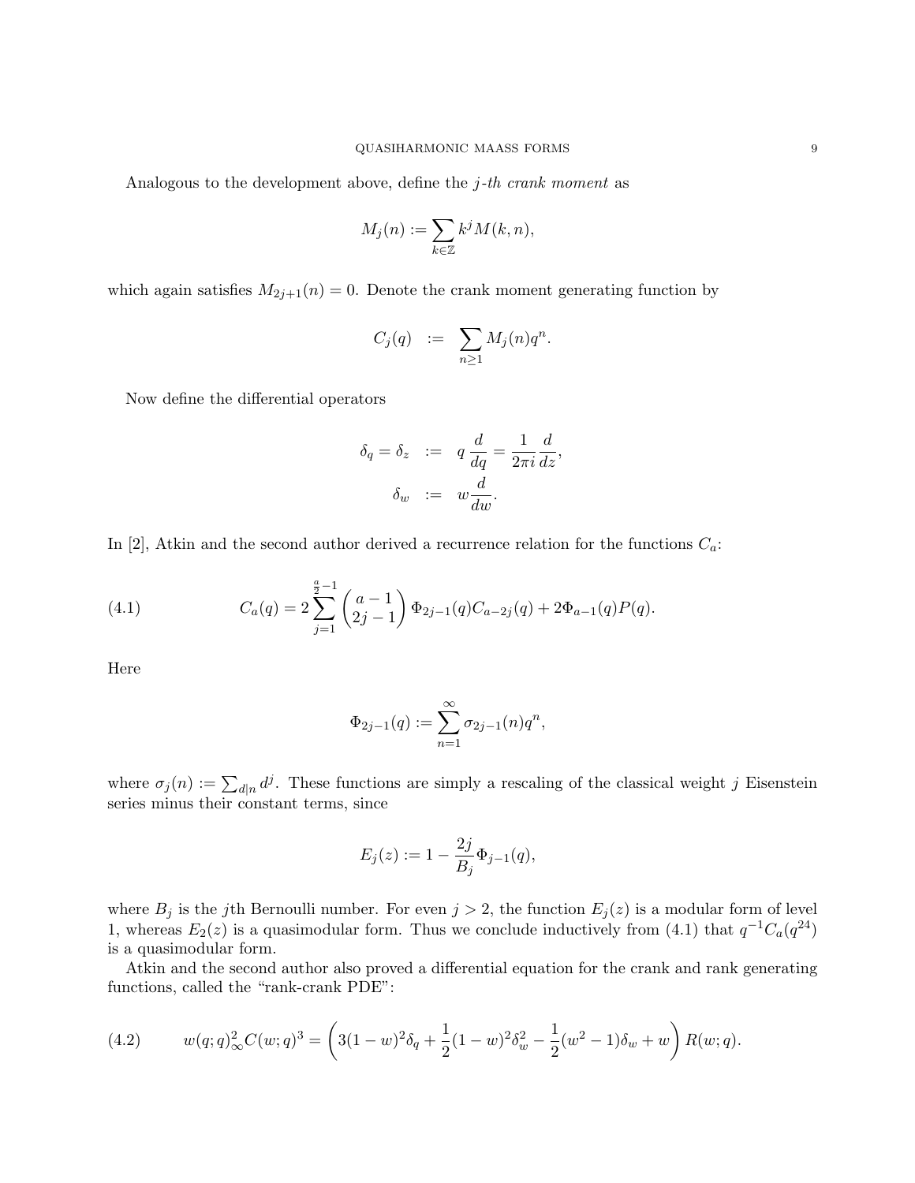Analogous to the development above, define the *j-th crank moment* as

$$M_j(n) := \sum_{k\in\mathbb{Z}} k^j M(k,n),$$

which again satisfies $M_{2j+1}(n) = 0$. Denote the crank moment generating function by

$$C_j(q) \quad := \quad \sum_{n\geq 1} M_j(n) q^n.$$

Now define the differential operators

$$\begin{aligned} \delta_q = \delta_z &\quad := \quad q\,\frac{d}{dq} = \frac{1}{2\pi i}\frac{d}{dz}, \\ \delta_w &\quad := \quad w\frac{d}{dw}. \end{aligned}$$

In [2], Atkin and the second author derived a recurrence relation for the functions $C_a$:

$$C_a(q) = 2\sum_{j=1}^{\frac{a}{2}-1} \binom{a-1}{2j-1} \Phi_{2j-1}(q) C_{a-2j}(q) + 2\Phi_{a-1}(q)P(q). \tag{4.1}$$

Here

$$\Phi_{2j-1}(q) := \sum_{n=1}^{\infty} \sigma_{2j-1}(n) q^n,$$

where $\sigma_j(n) := \sum_{d|n} d^j$. These functions are simply a rescaling of the classical weight $j$ Eisenstein series minus their constant terms, since

$$E_j(z) := 1 - \frac{2j}{B_j}\Phi_{j-1}(q),$$

where $B_j$ is the $j$th Bernoulli number. For even $j > 2$, the function $E_j(z)$ is a modular form of level 1, whereas $E_2(z)$ is a quasimodular form. Thus we conclude inductively from (4.1) that $q^{-1}C_a(q^{24})$ is a quasimodular form.

Atkin and the second author also proved a differential equation for the crank and rank generating functions, called the "rank-crank PDE":

$$w(q;q)_\infty^2 C(w;q)^3 = \left(3(1-w)^2\delta_q + \frac{1}{2}(1-w)^2\delta_w^2 - \frac{1}{2}(w^2-1)\delta_w + w\right) R(w;q). \tag{4.2}$$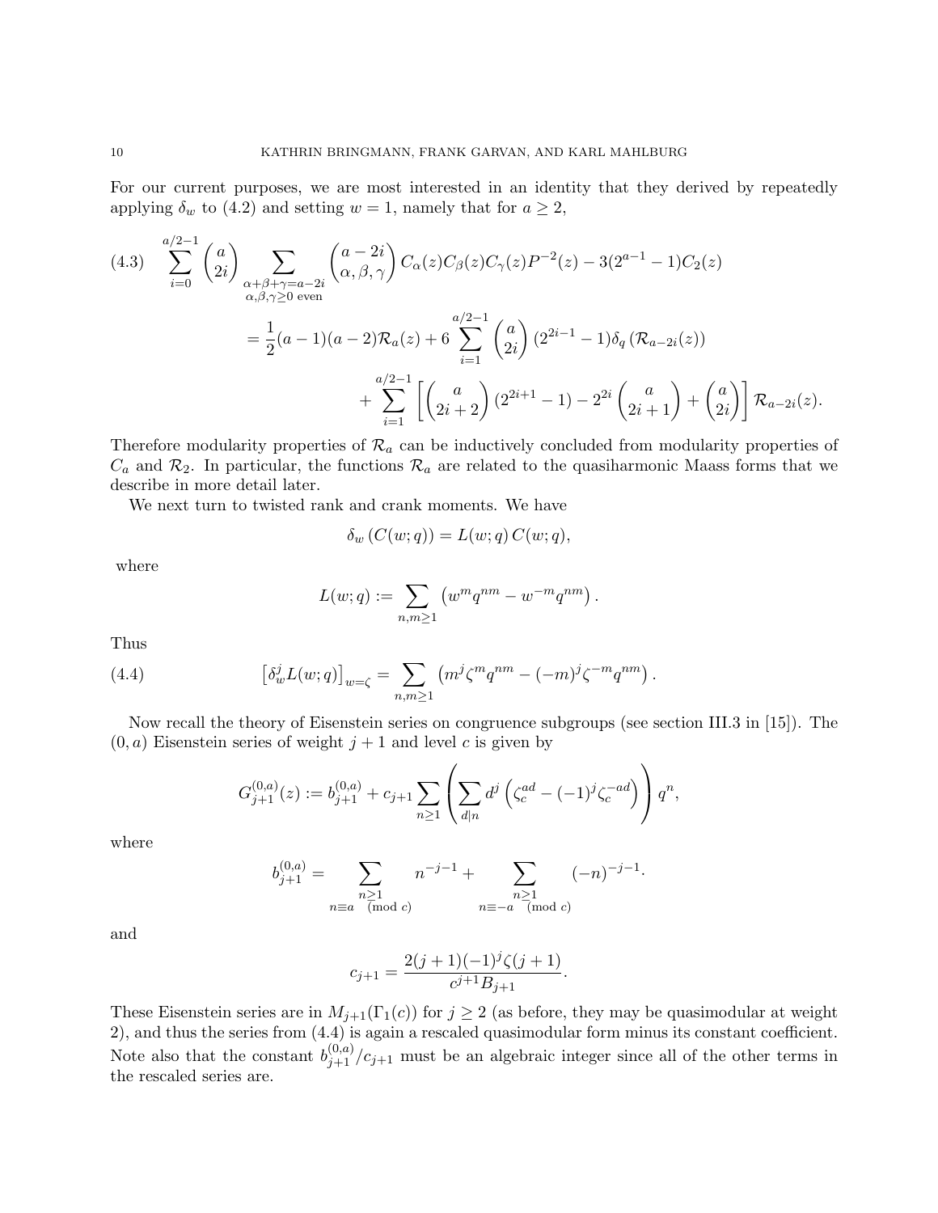For our current purposes, we are most interested in an identity that they derived by repeatedly applying $\delta_w$ to (4.2) and setting $w = 1$, namely that for $a \geq 2$,

$$
\begin{aligned}
(4.3)\quad \sum_{i=0}^{a/2-1} \binom{a}{2i} \sum_{\substack{\alpha+\beta+\gamma=a-2i \\ \alpha,\beta,\gamma\geq 0 \text{ even}}} \binom{a-2i}{\alpha,\beta,\gamma} C_\alpha(z) C_\beta(z) C_\gamma(z) P^{-2}(z) - 3(2^{a-1}-1) C_2(z) \\
= \frac{1}{2}(a-1)(a-2)\mathcal{R}_a(z) + 6 \sum_{i=1}^{a/2-1} \binom{a}{2i} (2^{2i-1}-1) \delta_q\left(\mathcal{R}_{a-2i}(z)\right) \\
+ \sum_{i=1}^{a/2-1} \left[ \binom{a}{2i+2} (2^{2i+1}-1) - 2^{2i} \binom{a}{2i+1} + \binom{a}{2i} \right] \mathcal{R}_{a-2i}(z).
\end{aligned}
$$

Therefore modularity properties of $\mathcal{R}_a$ can be inductively concluded from modularity properties of $C_a$ and $\mathcal{R}_2$. In particular, the functions $\mathcal{R}_a$ are related to the quasiharmonic Maass forms that we describe in more detail later.

We next turn to twisted rank and crank moments. We have

$$
\delta_w\left(C(w;q)\right) = L(w;q)\, C(w;q),
$$

where

$$
L(w;q) := \sum_{n,m\geq 1} \left( w^m q^{nm} - w^{-m} q^{nm} \right).
$$

Thus

$$
(4.4)\qquad \left[\delta_w^j L(w;q)\right]_{w=\zeta} = \sum_{n,m\geq 1} \left( m^j \zeta^m q^{nm} - (-m)^j \zeta^{-m} q^{nm} \right).
$$

Now recall the theory of Eisenstein series on congruence subgroups (see section III.3 in [15]). The $(0,a)$ Eisenstein series of weight $j+1$ and level $c$ is given by

$$
G_{j+1}^{(0,a)}(z) := b_{j+1}^{(0,a)} + c_{j+1} \sum_{n\geq 1} \left( \sum_{d\mid n} d^j \left( \zeta_c^{ad} - (-1)^j \zeta_c^{-ad} \right) \right) q^n,
$$

where

$$
b_{j+1}^{(0,a)} = \sum_{\substack{n\geq 1 \\ n\equiv a \pmod c}} n^{-j-1} + \sum_{\substack{n\geq 1 \\ n\equiv -a \pmod c}} (-n)^{-j-1}.
$$

and

$$
c_{j+1} = \frac{2(j+1)(-1)^j \zeta(j+1)}{c^{j+1} B_{j+1}}.
$$

These Eisenstein series are in $M_{j+1}(\Gamma_1(c))$ for $j \geq 2$ (as before, they may be quasimodular at weight 2), and thus the series from (4.4) is again a rescaled quasimodular form minus its constant coefficient. Note also that the constant $b_{j+1}^{(0,a)}/c_{j+1}$ must be an algebraic integer since all of the other terms in the rescaled series are.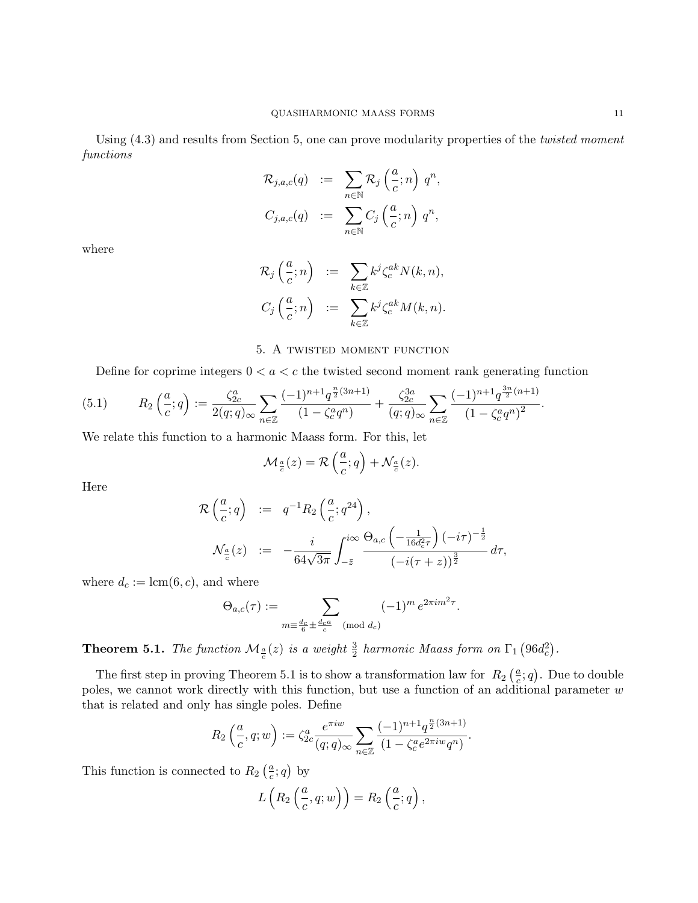Using (4.3) and results from Section 5, one can prove modularity properties of the *twisted moment functions*

$$
\begin{aligned}
\mathcal{R}_{j,a,c}(q) &:= \sum_{n\in\mathbb{N}} \mathcal{R}_j\left(\frac{a}{c};n\right) q^n, \\
C_{j,a,c}(q) &:= \sum_{n\in\mathbb{N}} C_j\left(\frac{a}{c};n\right) q^n,
\end{aligned}
$$

where

$$
\begin{aligned}
\mathcal{R}_j\left(\frac{a}{c};n\right) &:= \sum_{k\in\mathbb{Z}} k^j \zeta_c^{ak} N(k,n), \\
C_j\left(\frac{a}{c};n\right) &:= \sum_{k\in\mathbb{Z}} k^j \zeta_c^{ak} M(k,n).
\end{aligned}
$$

## 5. A twisted moment function

Define for coprime integers $0 < a < c$ the twisted second moment rank generating function

$$
R_2\left(\frac{a}{c};q\right) := \frac{\zeta_{2c}^a}{2(q;q)_\infty} \sum_{n\in\mathbb{Z}} \frac{(-1)^{n+1} q^{\frac{n}{2}(3n+1)}}{(1-\zeta_c^a q^n)} + \frac{\zeta_{2c}^{3a}}{(q;q)_\infty} \sum_{n\in\mathbb{Z}} \frac{(-1)^{n+1} q^{\frac{3n}{2}(n+1)}}{(1-\zeta_c^a q^n)^2}. \tag{5.1}
$$

We relate this function to a harmonic Maass form. For this, let

$$
\mathcal{M}_{\frac{a}{c}}(z) = \mathcal{R}\left(\frac{a}{c};q\right) + \mathcal{N}_{\frac{a}{c}}(z).
$$

Here

$$
\begin{aligned}
\mathcal{R}\left(\frac{a}{c};q\right) &:= q^{-1} R_2\left(\frac{a}{c};q^{24}\right), \\
\mathcal{N}_{\frac{a}{c}}(z) &:= -\frac{i}{64\sqrt{3\pi}} \int_{-\bar{z}}^{i\infty} \frac{\Theta_{a,c}\left(-\frac{1}{16d_c^2\tau}\right)(-i\tau)^{-\frac{1}{2}}}{(-i(\tau+z))^{\frac{3}{2}}}\, d\tau,
\end{aligned}
$$

where $d_c := \operatorname{lcm}(6,c)$, and where

$$
\Theta_{a,c}(\tau) := \sum_{m \equiv \frac{d_c}{6} \pm \frac{d_c a}{c} \pmod{d_c}} (-1)^m e^{2\pi i m^2 \tau}.
$$

**Theorem 5.1.** *The function $\mathcal{M}_{\frac{a}{c}}(z)$ is a weight $\frac{3}{2}$ harmonic Maass form on $\Gamma_1\left(96d_c^2\right)$.*

The first step in proving Theorem 5.1 is to show a transformation law for $R_2\left(\frac{a}{c};q\right)$. Due to double poles, we cannot work directly with this function, but use a function of an additional parameter $w$ that is related and only has single poles. Define

$$
R_2\left(\frac{a}{c},q;w\right) := \zeta_{2c}^a \frac{e^{\pi i w}}{(q;q)_\infty} \sum_{n\in\mathbb{Z}} \frac{(-1)^{n+1} q^{\frac{n}{2}(3n+1)}}{(1-\zeta_c^a e^{2\pi i w} q^n)}.
$$

This function is connected to $R_2\left(\frac{a}{c};q\right)$ by

$$
L\left(R_2\left(\frac{a}{c},q;w\right)\right) = R_2\left(\frac{a}{c};q\right),
$$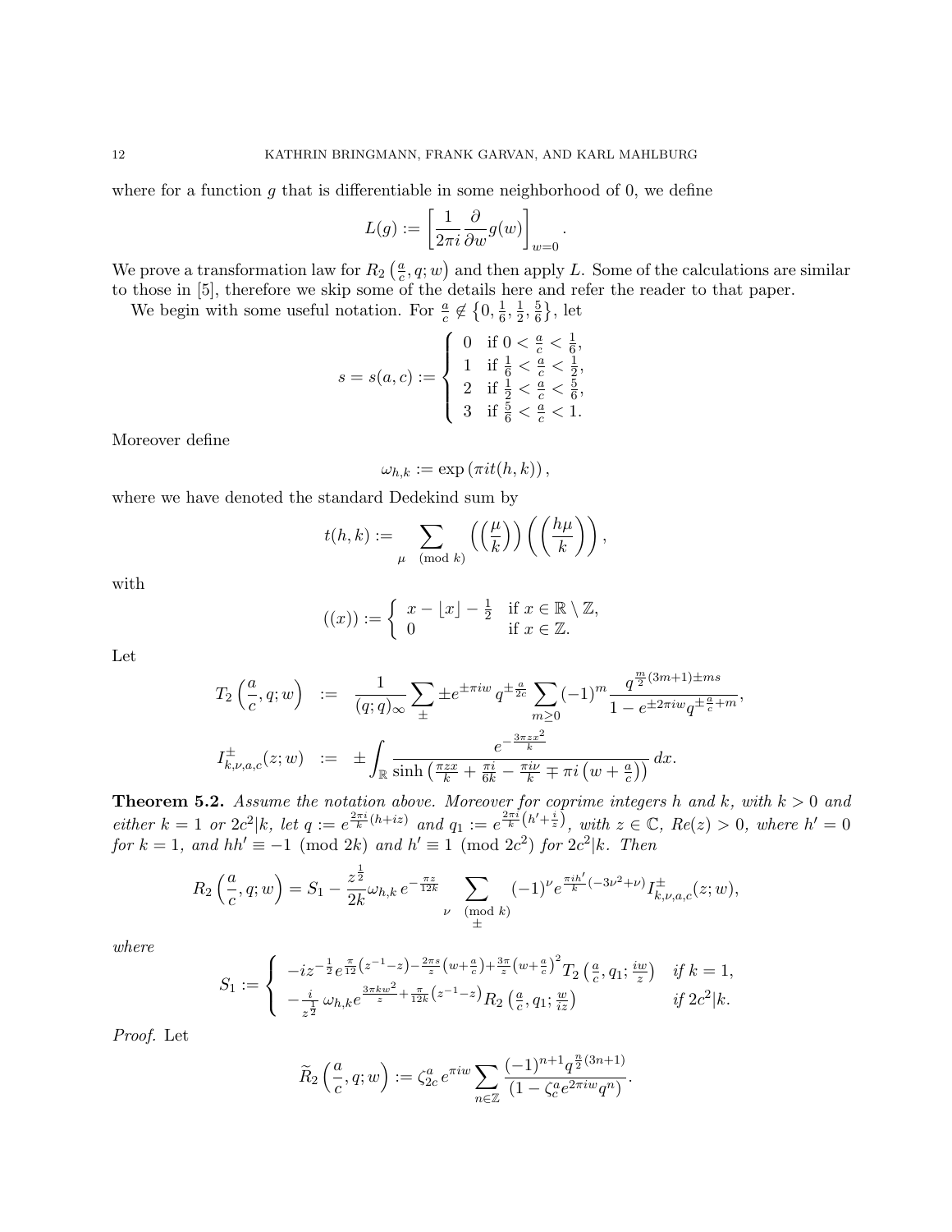where for a function $g$ that is differentiable in some neighborhood of 0, we define

$$L(g) := \left[\frac{1}{2\pi i}\frac{\partial}{\partial w}g(w)\right]_{w=0}.$$

We prove a transformation law for $R_2\left(\frac{a}{c}, q; w\right)$ and then apply $L$. Some of the calculations are similar to those in [5], therefore we skip some of the details here and refer the reader to that paper.

We begin with some useful notation. For $\frac{a}{c} \not\in \left\{0, \frac{1}{6}, \frac{1}{2}, \frac{5}{6}\right\}$, let

$$s = s(a,c) := \begin{cases} 0 & \text{if } 0 < \frac{a}{c} < \frac{1}{6}, \\ 1 & \text{if } \frac{1}{6} < \frac{a}{c} < \frac{1}{2}, \\ 2 & \text{if } \frac{1}{2} < \frac{a}{c} < \frac{5}{6}, \\ 3 & \text{if } \frac{5}{6} < \frac{a}{c} < 1. \end{cases}$$

Moreover define

$$\omega_{h,k} := \exp\left(\pi i t(h,k)\right),$$

where we have denoted the standard Dedekind sum by

$$t(h,k) := \sum_{\mu \pmod{k}} \left(\left(\frac{\mu}{k}\right)\right)\left(\left(\frac{h\mu}{k}\right)\right),$$

with

$$((x)) := \begin{cases} x - \lfloor x \rfloor - \frac{1}{2} & \text{if } x \in \mathbb{R} \setminus \mathbb{Z}, \\ 0 & \text{if } x \in \mathbb{Z}. \end{cases}$$

Let

$$\begin{aligned} T_2\left(\frac{a}{c}, q; w\right) &:= \frac{1}{(q;q)_\infty}\sum_{\pm} \pm e^{\pm \pi i w}\, q^{\pm \frac{a}{2c}} \sum_{m \geq 0} (-1)^m \frac{q^{\frac{m}{2}(3m+1) \pm ms}}{1 - e^{\pm 2\pi i w} q^{\pm \frac{a}{c} + m}}, \\ I^{\pm}_{k,\nu,a,c}(z;w) &:= \pm \int_{\mathbb{R}} \frac{e^{-\frac{3\pi z x^2}{k}}}{\sinh\left(\frac{\pi z x}{k} + \frac{\pi i}{6k} - \frac{\pi i \nu}{k} \mp \pi i\left(w + \frac{a}{c}\right)\right)}\, dx. \end{aligned}$$

**Theorem 5.2.** *Assume the notation above. Moreover for coprime integers $h$ and $k$, with $k > 0$ and either $k = 1$ or $2c^2 | k$, let $q := e^{\frac{2\pi i}{k}(h + iz)}$ and $q_1 := e^{\frac{2\pi i}{k}\left(h' + \frac{i}{z}\right)}$, with $z \in \mathbb{C}$, $Re(z) > 0$, where $h' = 0$ for $k = 1$, and $hh' \equiv -1 \pmod{2k}$ and $h' \equiv 1 \pmod{2c^2}$ for $2c^2 | k$. Then*

$$R_2\left(\frac{a}{c}, q; w\right) = S_1 - \frac{z^{\frac{1}{2}}}{2k}\omega_{h,k}\, e^{-\frac{\pi z}{12k}} \sum_{\substack{\nu \pmod{k} \\ \pm}} (-1)^\nu e^{\frac{\pi i h'}{k}(-3\nu^2 + \nu)} I^{\pm}_{k,\nu,a,c}(z;w),$$

*where*

$$S_1 := \begin{cases} -iz^{-\frac{1}{2}} e^{\frac{\pi}{12}\left(z^{-1} - z\right) - \frac{2\pi s}{z}\left(w + \frac{a}{c}\right) + \frac{3\pi}{z}\left(w + \frac{a}{c}\right)^2} T_2\left(\frac{a}{c}, q_1; \frac{iw}{z}\right) & \text{if } k = 1, \\ -\frac{i}{z^{\frac{1}{2}}}\, \omega_{h,k} e^{\frac{3\pi k w^2}{z} + \frac{\pi}{12k}\left(z^{-1} - z\right)} R_2\left(\frac{a}{c}, q_1; \frac{w}{iz}\right) & \text{if } 2c^2 | k. \end{cases}$$

*Proof.* Let

$$\widetilde{R}_2\left(\frac{a}{c}, q; w\right) := \zeta_{2c}^a\, e^{\pi i w} \sum_{n \in \mathbb{Z}} \frac{(-1)^{n+1} q^{\frac{n}{2}(3n+1)}}{\left(1 - \zeta_c^a e^{2\pi i w} q^n\right)}.$$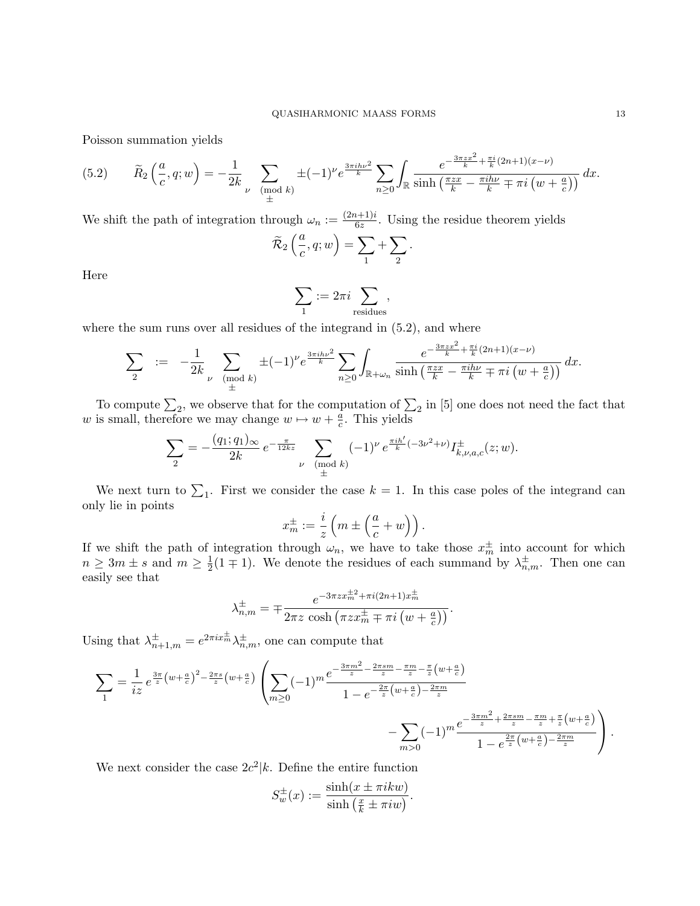Poisson summation yields

$$\widetilde{R}_2\left(\frac{a}{c}, q; w\right) = -\frac{1}{2k} \sum_{\substack{\nu \pmod{k} \\ \pm}} \pm(-1)^\nu e^{\frac{3\pi i h\nu^2}{k}} \sum_{n\geq 0} \int_{\mathbb{R}} \frac{e^{-\frac{3\pi z x^2}{k} + \frac{\pi i}{k}(2n+1)(x-\nu)}}{\sinh\left(\frac{\pi z x}{k} - \frac{\pi i h\nu}{k} \mp \pi i \left(w + \frac{a}{c}\right)\right)}\, dx. \tag{5.2}$$

We shift the path of integration through $\omega_n := \frac{(2n+1)i}{6z}$. Using the residue theorem yields

$$\widetilde{\mathcal{R}}_2\left(\frac{a}{c}, q; w\right) = \sum_1 + \sum_2.$$

Here

$$\sum_1 := 2\pi i \sum_{\text{residues}},$$

where the sum runs over all residues of the integrand in (5.2), and where

$$\sum_2 \;:=\; -\frac{1}{2k} \sum_{\substack{\nu \pmod{k} \\ \pm}} \pm(-1)^\nu e^{\frac{3\pi i h\nu^2}{k}} \sum_{n\geq 0} \int_{\mathbb{R}+\omega_n} \frac{e^{-\frac{3\pi z x^2}{k} + \frac{\pi i}{k}(2n+1)(x-\nu)}}{\sinh\left(\frac{\pi z x}{k} - \frac{\pi i h\nu}{k} \mp \pi i \left(w + \frac{a}{c}\right)\right)}\, dx.$$

To compute $\sum_2$, we observe that for the computation of $\sum_2$ in [5] one does not need the fact that $w$ is small, therefore we may change $w \mapsto w + \frac{a}{c}$. This yields

$$\sum_2 = -\frac{(q_1;q_1)_\infty}{2k}\, e^{-\frac{\pi}{12kz}} \sum_{\substack{\nu \pmod{k} \\ \pm}} (-1)^\nu\, e^{\frac{\pi i h'}{k}(-3\nu^2+\nu)} I^{\pm}_{k,\nu,a,c}(z;w).$$

We next turn to $\sum_1$. First we consider the case $k=1$. In this case poles of the integrand can only lie in points

$$x_m^{\pm} := \frac{i}{z}\left(m \pm \left(\frac{a}{c} + w\right)\right).$$

If we shift the path of integration through $\omega_n$, we have to take those $x_m^{\pm}$ into account for which $n \geq 3m \pm s$ and $m \geq \frac{1}{2}(1 \mp 1)$. We denote the residues of each summand by $\lambda_{n,m}^{\pm}$. Then one can easily see that

$$\lambda_{n,m}^{\pm} = \mp \frac{e^{-3\pi z x_m^{\pm 2} + \pi i(2n+1)x_m^{\pm}}}{2\pi z\, \cosh\left(\pi z x_m^{\pm} \mp \pi i \left(w + \frac{a}{c}\right)\right)}.$$

Using that $\lambda_{n+1,m}^{\pm} = e^{2\pi i x_m^{\pm}} \lambda_{n,m}^{\pm}$, one can compute that

$$\sum_1 = \frac{1}{iz}\, e^{\frac{3\pi}{z}\left(w+\frac{a}{c}\right)^2 - \frac{2\pi s}{z}\left(w+\frac{a}{c}\right)} \left( \sum_{m\geq 0} (-1)^m \frac{e^{-\frac{3\pi m^2}{z} - \frac{2\pi s m}{z} - \frac{\pi m}{z} - \frac{\pi}{z}\left(w+\frac{a}{c}\right)}}{1 - e^{-\frac{2\pi}{z}\left(w+\frac{a}{c}\right) - \frac{2\pi m}{z}}} \right.$$
$$\left. - \sum_{m>0} (-1)^m \frac{e^{-\frac{3\pi m^2}{z} + \frac{2\pi s m}{z} - \frac{\pi m}{z} + \frac{\pi}{z}\left(w+\frac{a}{c}\right)}}{1 - e^{\frac{2\pi}{z}\left(w+\frac{a}{c}\right) - \frac{2\pi m}{z}}} \right).$$

We next consider the case $2c^2|k$. Define the entire function

$$S_w^{\pm}(x) := \frac{\sinh(x \pm \pi i k w)}{\sinh\left(\frac{x}{k} \pm \pi i w\right)}.$$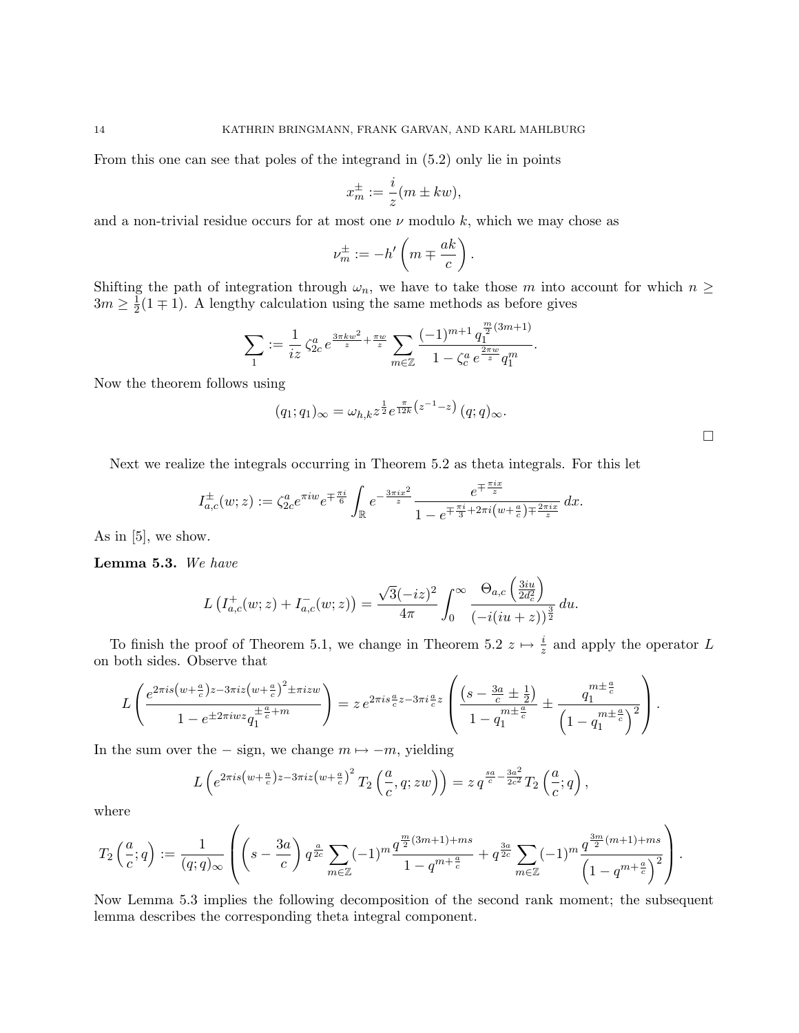From this one can see that poles of the integrand in (5.2) only lie in points

$$x_m^\pm := \frac{i}{z}(m \pm kw),$$

and a non-trivial residue occurs for at most one $\nu$ modulo $k$, which we may chose as

$$\nu_m^\pm := -h'\left(m \mp \frac{ak}{c}\right).$$

Shifting the path of integration through $\omega_n$, we have to take those $m$ into account for which $n \geq 3m \geq \frac{1}{2}(1 \mp 1)$. A lengthy calculation using the same methods as before gives

$$\sum_1 := \frac{1}{iz}\,\zeta_{2c}^a\, e^{\frac{3\pi k w^2}{z}+\frac{\pi w}{z}} \sum_{m\in\mathbb{Z}} \frac{(-1)^{m+1}\, q_1^{\frac{m}{2}(3m+1)}}{1-\zeta_c^a\, e^{\frac{2\pi w}{z}} q_1^m}.$$

Now the theorem follows using

$$(q_1;q_1)_\infty = \omega_{h,k} z^{\frac{1}{2}} e^{\frac{\pi}{12k}\left(z^{-1}-z\right)} (q;q)_\infty.$$

$\square$

Next we realize the integrals occurring in Theorem 5.2 as theta integrals. For this let

$$I_{a,c}^\pm(w;z) := \zeta_{2c}^a e^{\pi i w} e^{\mp\frac{\pi i}{6}} \int_{\mathbb{R}} e^{-\frac{3\pi i x^2}{z}} \frac{e^{\mp\frac{\pi i x}{z}}}{1-e^{\mp\frac{\pi i}{3}+2\pi i\left(w+\frac{a}{c}\right)\mp\frac{2\pi i x}{z}}}\, dx.$$

As in [5], we show.

**Lemma 5.3.** *We have*

$$L\left(I_{a,c}^+(w;z)+I_{a,c}^-(w;z)\right) = \frac{\sqrt{3}(-iz)^2}{4\pi}\int_0^\infty \frac{\Theta_{a,c}\left(\frac{3iu}{2d_c^2}\right)}{\left(-i(iu+z)\right)^{\frac{3}{2}}}\, du.$$

To finish the proof of Theorem 5.1, we change in Theorem 5.2 $z \mapsto \frac{i}{z}$ and apply the operator $L$ on both sides. Observe that

$$L\left(\frac{e^{2\pi i s\left(w+\frac{a}{c}\right)z-3\pi i z\left(w+\frac{a}{c}\right)^2 \pm \pi i z w}}{1-e^{\pm 2\pi i w z} q_1^{\pm\frac{a}{c}+m}}\right) = z\, e^{2\pi i s\frac{a}{c}z-3\pi i\frac{a}{c}z}\left(\frac{\left(s-\frac{3a}{c}\pm\frac{1}{2}\right)}{1-q_1^{m\pm\frac{a}{c}}} \pm \frac{q_1^{m\pm\frac{a}{c}}}{\left(1-q_1^{m\pm\frac{a}{c}}\right)^2}\right).$$

In the sum over the $-$ sign, we change $m \mapsto -m$, yielding

$$L\left(e^{2\pi i s\left(w+\frac{a}{c}\right)z-3\pi i z\left(w+\frac{a}{c}\right)^2} T_2\left(\frac{a}{c},q;zw\right)\right) = z\, q^{\frac{sa}{c}-\frac{3a^2}{2c^2}}\, T_2\left(\frac{a}{c};q\right),$$

where

$$T_2\left(\frac{a}{c};q\right) := \frac{1}{(q;q)_\infty}\left(\left(s-\frac{3a}{c}\right) q^{\frac{a}{2c}} \sum_{m\in\mathbb{Z}} (-1)^m \frac{q^{\frac{m}{2}(3m+1)+ms}}{1-q^{m+\frac{a}{c}}} + q^{\frac{3a}{2c}} \sum_{m\in\mathbb{Z}} (-1)^m \frac{q^{\frac{3m}{2}(m+1)+ms}}{\left(1-q^{m+\frac{a}{c}}\right)^2}\right).$$

Now Lemma 5.3 implies the following decomposition of the second rank moment; the subsequent lemma describes the corresponding theta integral component.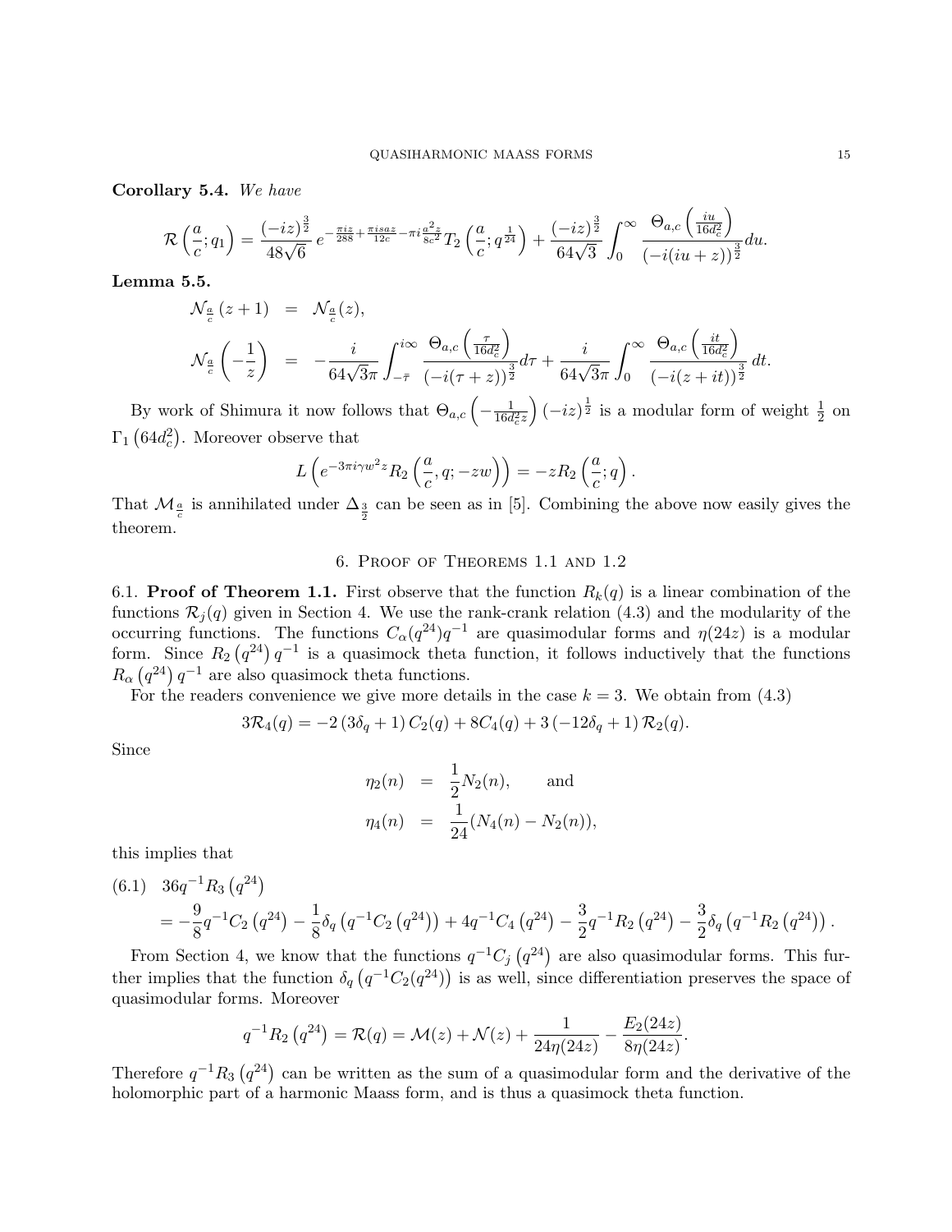**Corollary 5.4.** *We have*

$$\mathcal{R}\left(\frac{a}{c};q_1\right) = \frac{(-iz)^{\frac{3}{2}}}{48\sqrt{6}}\, e^{-\frac{\pi i z}{288}+\frac{\pi i s a z}{12c}-\pi i\frac{a^2 z}{8c^2}} T_2\left(\frac{a}{c};q^{\frac{1}{24}}\right) + \frac{(-iz)^{\frac{3}{2}}}{64\sqrt{3}}\int_0^{\infty}\frac{\Theta_{a,c}\left(\frac{iu}{16d_c^2}\right)}{(-i(iu+z))^{\frac{3}{2}}}du.$$

**Lemma 5.5.**

$$\begin{aligned}
\mathcal{N}_{\frac{a}{c}}(z+1) &= \mathcal{N}_{\frac{a}{c}}(z),\\
\mathcal{N}_{\frac{a}{c}}\left(-\frac{1}{z}\right) &= -\frac{i}{64\sqrt{3}\pi}\int_{-\bar{\tau}}^{i\infty}\frac{\Theta_{a,c}\left(\frac{\tau}{16d_c^2}\right)}{(-i(\tau+z))^{\frac{3}{2}}}d\tau + \frac{i}{64\sqrt{3}\pi}\int_0^{\infty}\frac{\Theta_{a,c}\left(\frac{it}{16d_c^2}\right)}{(-i(z+it))^{\frac{3}{2}}}dt.
\end{aligned}$$

By work of Shimura it now follows that $\Theta_{a,c}\left(-\frac{1}{16d_c^2 z}\right)(-iz)^{\frac{1}{2}}$ is a modular form of weight $\frac{1}{2}$ on $\Gamma_1\left(64d_c^2\right)$. Moreover observe that

$$L\left(e^{-3\pi i\gamma w^2 z} R_2\left(\frac{a}{c},q;-zw\right)\right) = -zR_2\left(\frac{a}{c};q\right).$$

That $\mathcal{M}_{\frac{a}{c}}$ is annihilated under $\Delta_{\frac{3}{2}}$ can be seen as in [5]. Combining the above now easily gives the theorem.

## 6. Proof of Theorems 1.1 and 1.2

6.1. **Proof of Theorem 1.1.** First observe that the function $R_k(q)$ is a linear combination of the functions $\mathcal{R}_j(q)$ given in Section 4. We use the rank-crank relation (4.3) and the modularity of the occurring functions. The functions $C_\alpha(q^{24})q^{-1}$ are quasimodular forms and $\eta(24z)$ is a modular form. Since $R_2\left(q^{24}\right)q^{-1}$ is a quasimock theta function, it follows inductively that the functions $R_\alpha\left(q^{24}\right)q^{-1}$ are also quasimock theta functions.

For the readers convenience we give more details in the case $k=3$. We obtain from (4.3)

$$3\mathcal{R}_4(q) = -2\left(3\delta_q+1\right)C_2(q) + 8C_4(q) + 3\left(-12\delta_q+1\right)\mathcal{R}_2(q).$$

Since

$$\begin{aligned}
\eta_2(n) &= \frac{1}{2}N_2(n), \qquad \text{and}\\
\eta_4(n) &= \frac{1}{24}(N_4(n)-N_2(n)),
\end{aligned}$$

this implies that

$$\begin{aligned}
(6.1)\quad & 36q^{-1}R_3\left(q^{24}\right)\\
&= -\frac{9}{8}q^{-1}C_2\left(q^{24}\right) - \frac{1}{8}\delta_q\left(q^{-1}C_2\left(q^{24}\right)\right) + 4q^{-1}C_4\left(q^{24}\right) - \frac{3}{2}q^{-1}R_2\left(q^{24}\right) - \frac{3}{2}\delta_q\left(q^{-1}R_2\left(q^{24}\right)\right).
\end{aligned}$$

From Section 4, we know that the functions $q^{-1}C_j\left(q^{24}\right)$ are also quasimodular forms. This further implies that the function $\delta_q\left(q^{-1}C_2(q^{24})\right)$ is as well, since differentiation preserves the space of quasimodular forms. Moreover

$$q^{-1}R_2\left(q^{24}\right) = \mathcal{R}(q) = \mathcal{M}(z) + \mathcal{N}(z) + \frac{1}{24\eta(24z)} - \frac{E_2(24z)}{8\eta(24z)}.$$

Therefore $q^{-1}R_3\left(q^{24}\right)$ can be written as the sum of a quasimodular form and the derivative of the holomorphic part of a harmonic Maass form, and is thus a quasimock theta function.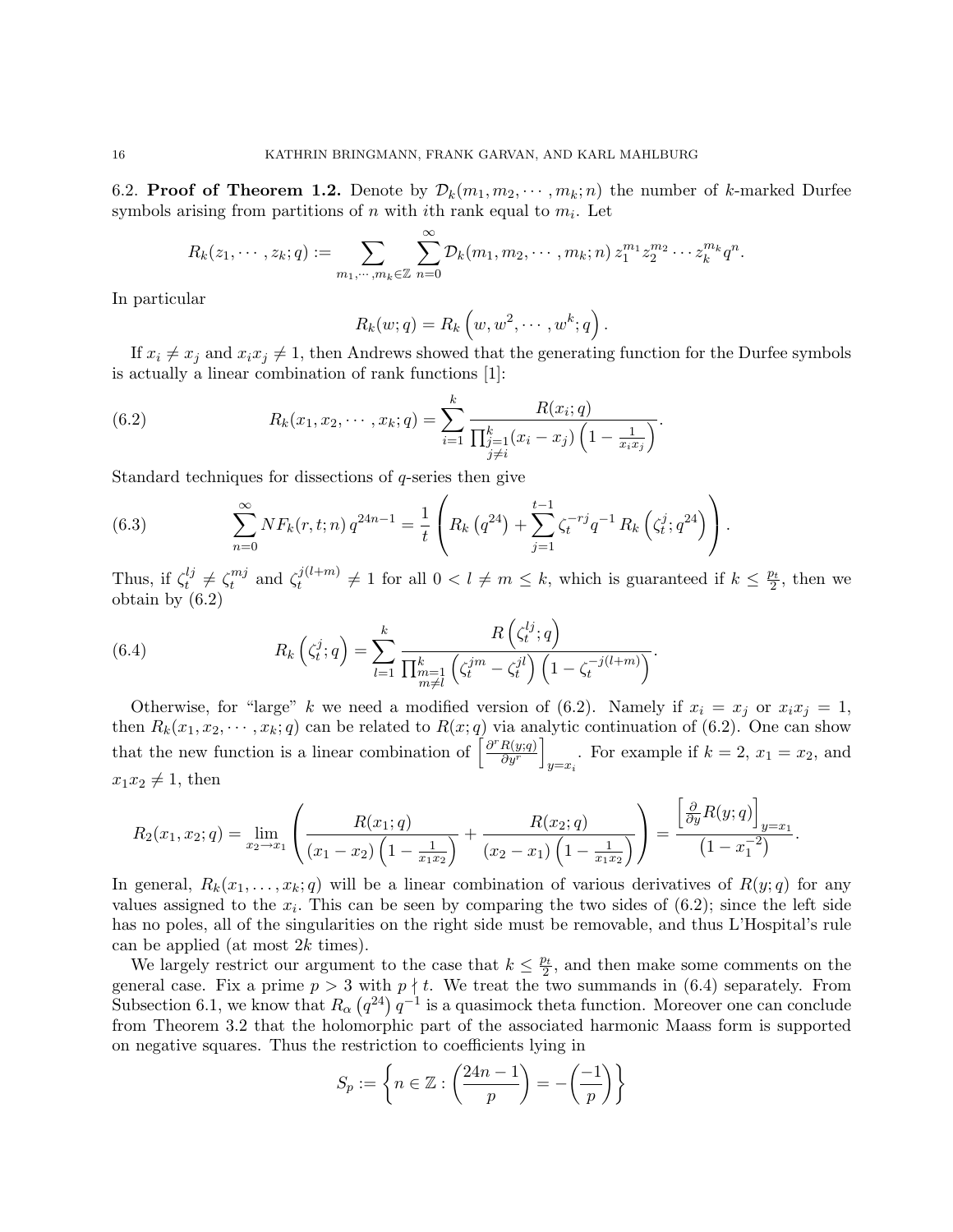**6.2. Proof of Theorem 1.2.** Denote by $\mathcal{D}_k(m_1, m_2, \cdots, m_k; n)$ the number of $k$-marked Durfee symbols arising from partitions of $n$ with $i$th rank equal to $m_i$. Let

$$R_k(z_1, \cdots, z_k; q) := \sum_{m_1, \cdots, m_k \in \mathbb{Z}} \sum_{n=0}^{\infty} \mathcal{D}_k(m_1, m_2, \cdots, m_k; n)\, z_1^{m_1} z_2^{m_2} \cdots z_k^{m_k} q^n.$$

In particular

$$R_k(w; q) = R_k\left(w, w^2, \cdots, w^k; q\right).$$

If $x_i \neq x_j$ and $x_i x_j \neq 1$, then Andrews showed that the generating function for the Durfee symbols is actually a linear combination of rank functions [1]:

$$R_k(x_1, x_2, \cdots, x_k; q) = \sum_{i=1}^{k} \frac{R(x_i; q)}{\prod_{\substack{j=1 \\ j \neq i}}^{k} (x_i - x_j)\left(1 - \frac{1}{x_i x_j}\right)}. \tag{6.2}$$

Standard techniques for dissections of $q$-series then give

$$\sum_{n=0}^{\infty} NF_k(r, t; n)\, q^{24n-1} = \frac{1}{t}\left(R_k\left(q^{24}\right) + \sum_{j=1}^{t-1} \zeta_t^{-rj} q^{-1}\, R_k\left(\zeta_t^j; q^{24}\right)\right). \tag{6.3}$$

Thus, if $\zeta_t^{lj} \neq \zeta_t^{mj}$ and $\zeta_t^{j(l+m)} \neq 1$ for all $0 < l \neq m \leq k$, which is guaranteed if $k \leq \frac{p_t}{2}$, then we obtain by (6.2)

$$R_k\left(\zeta_t^j; q\right) = \sum_{l=1}^{k} \frac{R\left(\zeta_t^{lj}; q\right)}{\prod_{\substack{m=1 \\ m \neq l}}^{k} \left(\zeta_t^{jm} - \zeta_t^{jl}\right)\left(1 - \zeta_t^{-j(l+m)}\right)}. \tag{6.4}$$

Otherwise, for "large" $k$ we need a modified version of (6.2). Namely if $x_i = x_j$ or $x_i x_j = 1$, then $R_k(x_1, x_2, \cdots, x_k; q)$ can be related to $R(x; q)$ via analytic continuation of (6.2). One can show that the new function is a linear combination of $\left[\frac{\partial^r R(y;q)}{\partial y^r}\right]_{y=x_i}$. For example if $k = 2$, $x_1 = x_2$, and $x_1 x_2 \neq 1$, then

$$R_2(x_1, x_2; q) = \lim_{x_2 \to x_1}\left(\frac{R(x_1; q)}{(x_1 - x_2)\left(1 - \frac{1}{x_1 x_2}\right)} + \frac{R(x_2; q)}{(x_2 - x_1)\left(1 - \frac{1}{x_1 x_2}\right)}\right) = \frac{\left[\frac{\partial}{\partial y} R(y; q)\right]_{y=x_1}}{\left(1 - x_1^{-2}\right)}.$$

In general, $R_k(x_1, \ldots, x_k; q)$ will be a linear combination of various derivatives of $R(y; q)$ for any values assigned to the $x_i$. This can be seen by comparing the two sides of (6.2); since the left side has no poles, all of the singularities on the right side must be removable, and thus L'Hospital's rule can be applied (at most $2k$ times).

We largely restrict our argument to the case that $k \leq \frac{p_t}{2}$, and then make some comments on the general case. Fix a prime $p > 3$ with $p \nmid t$. We treat the two summands in (6.4) separately. From Subsection 6.1, we know that $R_\alpha\left(q^{24}\right) q^{-1}$ is a quasimock theta function. Moreover one can conclude from Theorem 3.2 that the holomorphic part of the associated harmonic Maass form is supported on negative squares. Thus the restriction to coefficients lying in

$$S_p := \left\{ n \in \mathbb{Z} : \left(\frac{24n-1}{p}\right) = -\left(\frac{-1}{p}\right) \right\}$$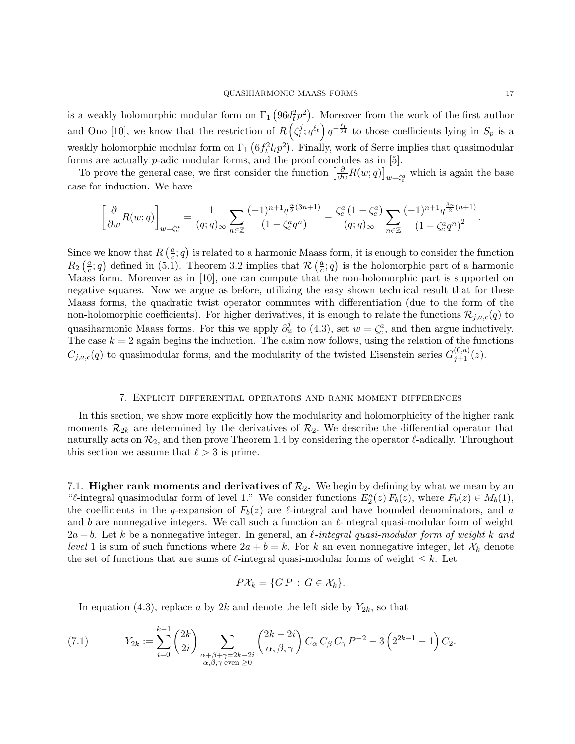is a weakly holomorphic modular form on $\Gamma_1\left(96d_t^2p^2\right)$. Moreover from the work of the first author and Ono [10], we know that the restriction of $R\left(\zeta_t^j; q^{\ell_t}\right) q^{-\frac{\ell_t}{24}}$ to those coefficients lying in $S_p$ is a weakly holomorphic modular form on $\Gamma_1\left(6f_t^2 l_t p^2\right)$. Finally, work of Serre implies that quasimodular forms are actually $p$-adic modular forms, and the proof concludes as in [5].

To prove the general case, we first consider the function $\left[\frac{\partial}{\partial w}R(w;q)\right]_{w=\zeta_c^a}$ which is again the base case for induction. We have

$$\left[\frac{\partial}{\partial w}R(w;q)\right]_{w=\zeta_c^a} = \frac{1}{(q;q)_\infty}\sum_{n\in\mathbb{Z}}\frac{(-1)^{n+1}q^{\frac{n}{2}(3n+1)}}{(1-\zeta_c^a q^n)} - \frac{\zeta_c^a\left(1-\zeta_c^a\right)}{(q;q)_\infty}\sum_{n\in\mathbb{Z}}\frac{(-1)^{n+1}q^{\frac{3n}{2}(n+1)}}{\left(1-\zeta_c^a q^n\right)^2}.$$

Since we know that $R\left(\frac{a}{c};q\right)$ is related to a harmonic Maass form, it is enough to consider the function $R_2\left(\frac{a}{c};q\right)$ defined in (5.1). Theorem 3.2 implies that $\mathcal{R}\left(\frac{a}{c};q\right)$ is the holomorphic part of a harmonic Maass form. Moreover as in [10], one can compute that the non-holomorphic part is supported on negative squares. Now we argue as before, utilizing the easy shown technical result that for these Maass forms, the quadratic twist operator commutes with differentiation (due to the form of the non-holomorphic coefficients). For higher derivatives, it is enough to relate the functions $\mathcal{R}_{j,a,c}(q)$ to quasiharmonic Maass forms. For this we apply $\partial_w^j$ to (4.3), set $w=\zeta_c^a$, and then argue inductively. The case $k=2$ again begins the induction. The claim now follows, using the relation of the functions $C_{j,a,c}(q)$ to quasimodular forms, and the modularity of the twisted Eisenstein series $G_{j+1}^{(0,a)}(z)$.

## 7. Explicit differential operators and rank moment differences

In this section, we show more explicitly how the modularity and holomorphicity of the higher rank moments $\mathcal{R}_{2k}$ are determined by the derivatives of $\mathcal{R}_2$. We describe the differential operator that naturally acts on $\mathcal{R}_2$, and then prove Theorem 1.4 by considering the operator $\ell$-adically. Throughout this section we assume that $\ell > 3$ is prime.

### 7.1. Higher rank moments and derivatives of $\mathcal{R}_2$.

We begin by defining by what we mean by an "$\ell$-integral quasimodular form of level 1." We consider functions $E_2^a(z)\,F_b(z)$, where $F_b(z)\in M_b(1)$, the coefficients in the $q$-expansion of $F_b(z)$ are $\ell$-integral and have bounded denominators, and $a$ and $b$ are nonnegative integers. We call such a function an $\ell$-integral quasi-modular form of weight $2a+b$. Let $k$ be a nonnegative integer. In general, an *$\ell$-integral quasi-modular form of weight $k$ and level 1* is sum of such functions where $2a+b=k$. For $k$ an even nonnegative integer, let $\mathcal{X}_k$ denote the set of functions that are sums of $\ell$-integral quasi-modular forms of weight $\leq k$. Let

$$P\mathcal{X}_k = \{G\,P\,:\,G\in\mathcal{X}_k\}.$$

In equation (4.3), replace $a$ by $2k$ and denote the left side by $Y_{2k}$, so that

$$Y_{2k} := \sum_{i=0}^{k-1}\binom{2k}{2i}\sum_{\substack{\alpha+\beta+\gamma=2k-2i\\ \alpha,\beta,\gamma \text{ even } \geq 0}}\binom{2k-2i}{\alpha,\beta,\gamma}C_\alpha\,C_\beta\,C_\gamma\,P^{-2} - 3\left(2^{2k-1}-1\right)C_2. \tag{7.1}$$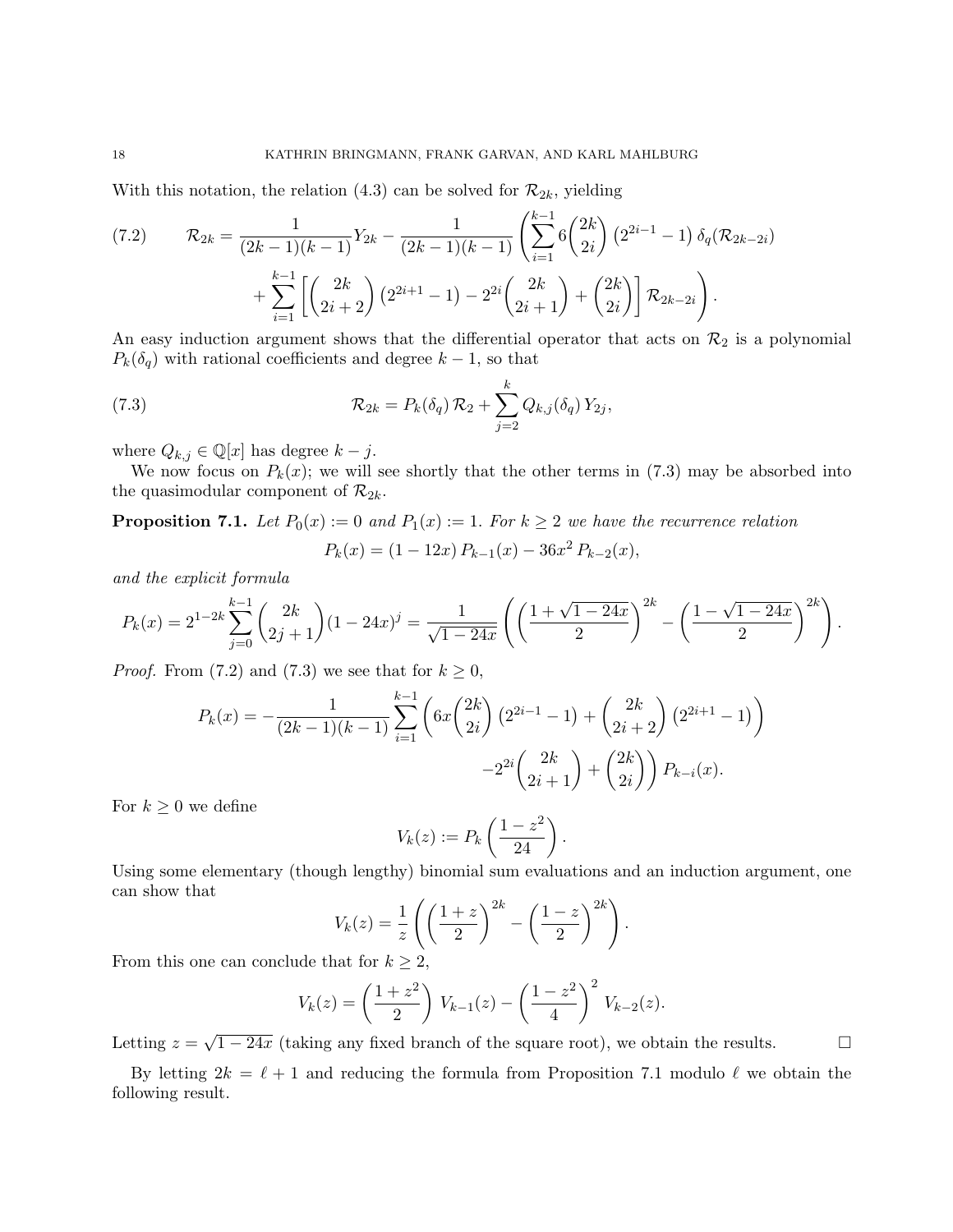With this notation, the relation (4.3) can be solved for $\mathcal{R}_{2k}$, yielding

$$
\begin{aligned}
\mathcal{R}_{2k} = \frac{1}{(2k-1)(k-1)} Y_{2k} - \frac{1}{(2k-1)(k-1)} \Bigg( \sum_{i=1}^{k-1} 6 \binom{2k}{2i} \left(2^{2i-1}-1\right) \delta_q(\mathcal{R}_{2k-2i}) \\
+ \sum_{i=1}^{k-1} \left[ \binom{2k}{2i+2} \left(2^{2i+1}-1\right) - 2^{2i} \binom{2k}{2i+1} + \binom{2k}{2i} \right] \mathcal{R}_{2k-2i} \Bigg).
\end{aligned}
\tag{7.2}
$$

An easy induction argument shows that the differential operator that acts on $\mathcal{R}_2$ is a polynomial $P_k(\delta_q)$ with rational coefficients and degree $k-1$, so that

$$
\mathcal{R}_{2k} = P_k(\delta_q)\, \mathcal{R}_2 + \sum_{j=2}^{k} Q_{k,j}(\delta_q)\, Y_{2j}, \tag{7.3}
$$

where $Q_{k,j} \in \mathbb{Q}[x]$ has degree $k-j$.

We now focus on $P_k(x)$; we will see shortly that the other terms in (7.3) may be absorbed into the quasimodular component of $\mathcal{R}_{2k}$.

**Proposition 7.1.** *Let $P_0(x) := 0$ and $P_1(x) := 1$. For $k \geq 2$ we have the recurrence relation*

$$
P_k(x) = (1-12x)\, P_{k-1}(x) - 36x^2\, P_{k-2}(x),
$$

*and the explicit formula*

$$
P_k(x) = 2^{1-2k} \sum_{j=0}^{k-1} \binom{2k}{2j+1} (1-24x)^j = \frac{1}{\sqrt{1-24x}} \left( \left( \frac{1+\sqrt{1-24x}}{2} \right)^{2k} - \left( \frac{1-\sqrt{1-24x}}{2} \right)^{2k} \right).
$$

*Proof.* From (7.2) and (7.3) we see that for $k \geq 0$,

$$
\begin{aligned}
P_k(x) = -\frac{1}{(2k-1)(k-1)} \sum_{i=1}^{k-1} \Bigg( 6x \binom{2k}{2i} \left(2^{2i-1}-1\right) + \binom{2k}{2i+2} \left(2^{2i+1}-1\right) \\
-2^{2i} \binom{2k}{2i+1} + \binom{2k}{2i} \Bigg) P_{k-i}(x).
\end{aligned}
$$

For $k \geq 0$ we define

$$
V_k(z) := P_k\left( \frac{1-z^2}{24} \right).
$$

Using some elementary (though lengthy) binomial sum evaluations and an induction argument, one can show that

$$
V_k(z) = \frac{1}{z} \left( \left( \frac{1+z}{2} \right)^{2k} - \left( \frac{1-z}{2} \right)^{2k} \right).
$$

From this one can conclude that for $k \geq 2$,

$$
V_k(z) = \left( \frac{1+z^2}{2} \right) V_{k-1}(z) - \left( \frac{1-z^2}{4} \right)^2 V_{k-2}(z).
$$

Letting $z = \sqrt{1-24x}$ (taking any fixed branch of the square root), we obtain the results. $\square$

By letting $2k = \ell + 1$ and reducing the formula from Proposition 7.1 modulo $\ell$ we obtain the following result.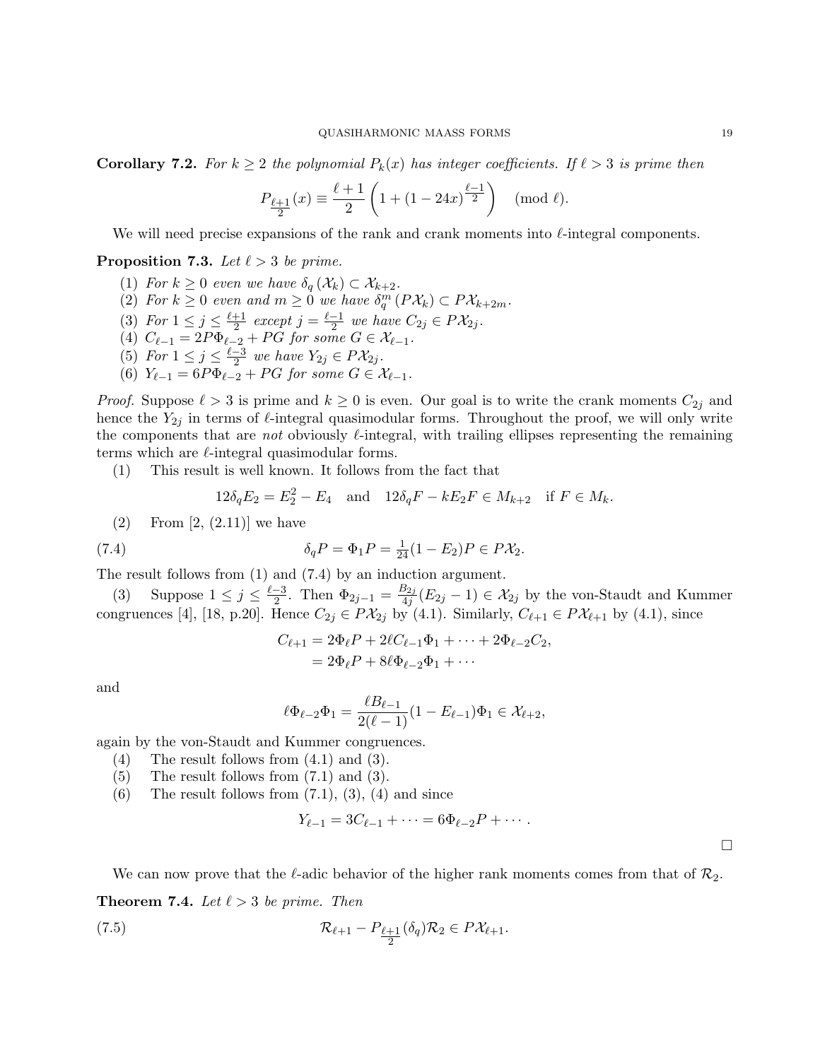**Corollary 7.2.** *For $k \geq 2$ the polynomial $P_k(x)$ has integer coefficients. If $\ell > 3$ is prime then*

$$P_{\frac{\ell+1}{2}}(x) \equiv \frac{\ell+1}{2}\left(1 + (1-24x)^{\frac{\ell-1}{2}}\right) \pmod{\ell}.$$

We will need precise expansions of the rank and crank moments into $\ell$-integral components.

**Proposition 7.3.** *Let $\ell > 3$ be prime.*

1. *For $k \geq 0$ even we have $\delta_q(\mathcal{X}_k) \subset \mathcal{X}_{k+2}$.*
2. *For $k \geq 0$ even and $m \geq 0$ we have $\delta_q^m(P\mathcal{X}_k) \subset P\mathcal{X}_{k+2m}$.*
3. *For $1 \leq j \leq \frac{\ell+1}{2}$ except $j = \frac{\ell-1}{2}$ we have $C_{2j} \in P\mathcal{X}_{2j}$.*
4. *$C_{\ell-1} = 2P\Phi_{\ell-2} + PG$ for some $G \in \mathcal{X}_{\ell-1}$.*
5. *For $1 \leq j \leq \frac{\ell-3}{2}$ we have $Y_{2j} \in P\mathcal{X}_{2j}$.*
6. *$Y_{\ell-1} = 6P\Phi_{\ell-2} + PG$ for some $G \in \mathcal{X}_{\ell-1}$.*

*Proof.* Suppose $\ell > 3$ is prime and $k \geq 0$ is even. Our goal is to write the crank moments $C_{2j}$ and hence the $Y_{2j}$ in terms of $\ell$-integral quasimodular forms. Throughout the proof, we will only write the components that are *not* obviously $\ell$-integral, with trailing ellipses representing the remaining terms which are $\ell$-integral quasimodular forms.

(1) This result is well known. It follows from the fact that

$$12\delta_q E_2 = E_2^2 - E_4 \quad \text{and} \quad 12\delta_q F - kE_2F \in M_{k+2} \quad \text{if } F \in M_k.$$

(2) From [2, (2.11)] we have

$$\delta_q P = \Phi_1 P = \tfrac{1}{24}(1 - E_2)P \in P\mathcal{X}_2. \tag{7.4}$$

The result follows from (1) and (7.4) by an induction argument.

(3) Suppose $1 \leq j \leq \frac{\ell-3}{2}$. Then $\Phi_{2j-1} = \frac{B_{2j}}{4j}(E_{2j} - 1) \in \mathcal{X}_{2j}$ by the von-Staudt and Kummer congruences [4], [18, p.20]. Hence $C_{2j} \in P\mathcal{X}_{2j}$ by (4.1). Similarly, $C_{\ell+1} \in P\mathcal{X}_{\ell+1}$ by (4.1), since

$$\begin{aligned} C_{\ell+1} &= 2\Phi_\ell P + 2\ell C_{\ell-1}\Phi_1 + \cdots + 2\Phi_{\ell-2}C_2, \\ &= 2\Phi_\ell P + 8\ell\Phi_{\ell-2}\Phi_1 + \cdots \end{aligned}$$

and

$$\ell\Phi_{\ell-2}\Phi_1 = \frac{\ell B_{\ell-1}}{2(\ell-1)}(1 - E_{\ell-1})\Phi_1 \in \mathcal{X}_{\ell+2},$$

again by the von-Staudt and Kummer congruences.

(4) The result follows from (4.1) and (3).

(5) The result follows from (7.1) and (3).

(6) The result follows from (7.1), (3), (4) and since

$$Y_{\ell-1} = 3C_{\ell-1} + \cdots = 6\Phi_{\ell-2}P + \cdots.$$

$\square$

We can now prove that the $\ell$-adic behavior of the higher rank moments comes from that of $\mathcal{R}_2$.

**Theorem 7.4.** *Let $\ell > 3$ be prime. Then*

$$\mathcal{R}_{\ell+1} - P_{\frac{\ell+1}{2}}(\delta_q)\mathcal{R}_2 \in P\mathcal{X}_{\ell+1}. \tag{7.5}$$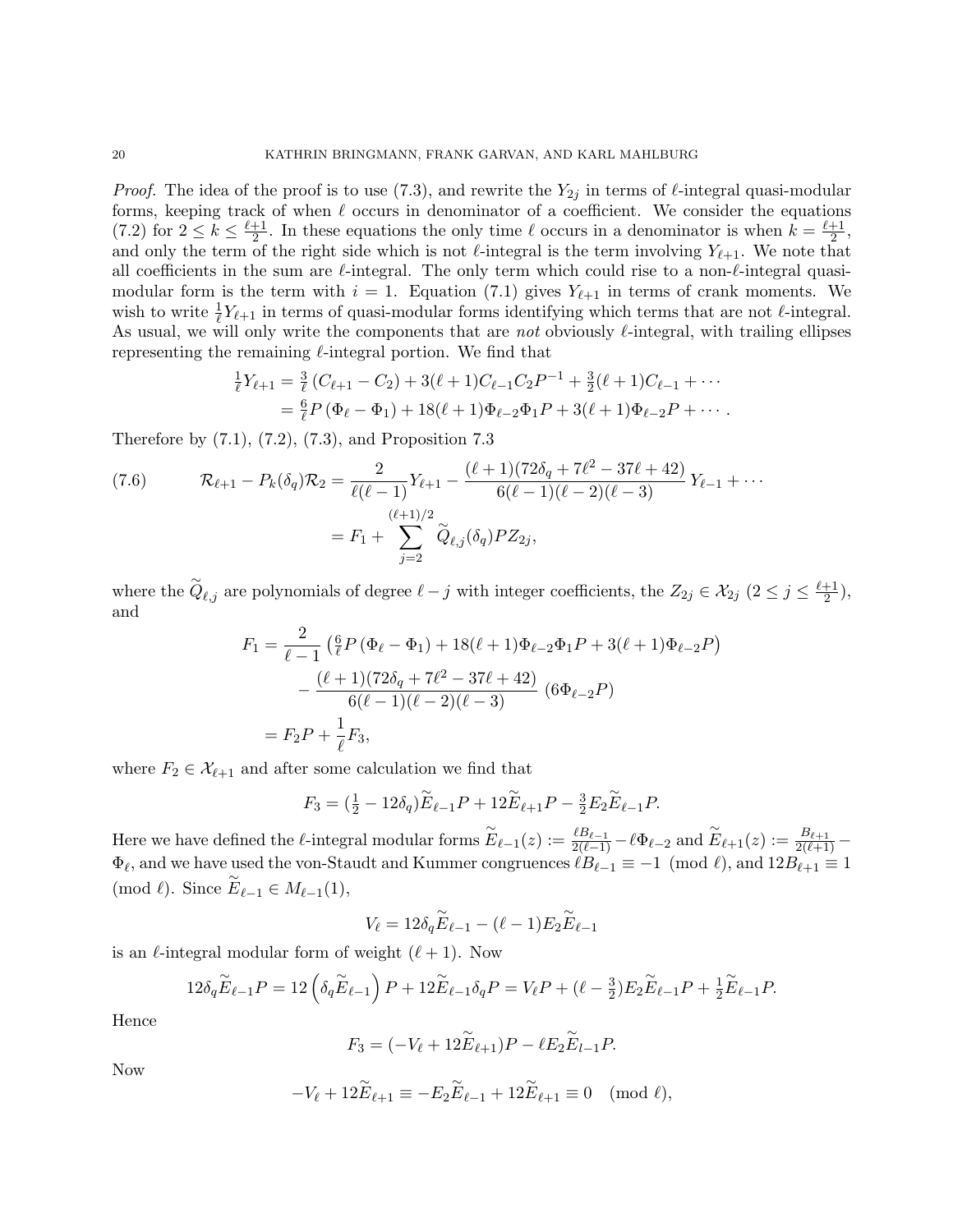*Proof.* The idea of the proof is to use (7.3), and rewrite the $Y_{2j}$ in terms of $\ell$-integral quasi-modular forms, keeping track of when $\ell$ occurs in denominator of a coefficient. We consider the equations (7.2) for $2 \le k \le \frac{\ell+1}{2}$. In these equations the only time $\ell$ occurs in a denominator is when $k = \frac{\ell+1}{2}$, and only the term of the right side which is not $\ell$-integral is the term involving $Y_{\ell+1}$. We note that all coefficients in the sum are $\ell$-integral. The only term which could rise to a non-$\ell$-integral quasi-modular form is the term with $i = 1$. Equation (7.1) gives $Y_{\ell+1}$ in terms of crank moments. We wish to write $\frac{1}{\ell}Y_{\ell+1}$ in terms of quasi-modular forms identifying which terms that are not $\ell$-integral. As usual, we will only write the components that are *not* obviously $\ell$-integral, with trailing ellipses representing the remaining $\ell$-integral portion. We find that

$$
\begin{aligned}
\tfrac{1}{\ell}Y_{\ell+1} &= \tfrac{3}{\ell}\left(C_{\ell+1} - C_2\right) + 3(\ell+1)C_{\ell-1}C_2P^{-1} + \tfrac{3}{2}(\ell+1)C_{\ell-1} + \cdots \\
&= \tfrac{6}{\ell}P\left(\Phi_\ell - \Phi_1\right) + 18(\ell+1)\Phi_{\ell-2}\Phi_1 P + 3(\ell+1)\Phi_{\ell-2}P + \cdots .
\end{aligned}
$$

Therefore by (7.1), (7.2), (7.3), and Proposition 7.3

$$
\begin{aligned}
\mathcal{R}_{\ell+1} - P_k(\delta_q)\mathcal{R}_2 &= \frac{2}{\ell(\ell-1)}Y_{\ell+1} - \frac{(\ell+1)(72\delta_q + 7\ell^2 - 37\ell + 42)}{6(\ell-1)(\ell-2)(\ell-3)}\,Y_{\ell-1} + \cdots \\
&= F_1 + \sum_{j=2}^{(\ell+1)/2} \widetilde{Q}_{\ell,j}(\delta_q)PZ_{2j},
\end{aligned} \tag{7.6}
$$

where the $\widetilde{Q}_{\ell,j}$ are polynomials of degree $\ell - j$ with integer coefficients, the $Z_{2j} \in \mathcal{X}_{2j}$ $(2 \le j \le \frac{\ell+1}{2})$, and

$$
\begin{aligned}
F_1 &= \frac{2}{\ell-1}\left(\tfrac{6}{\ell}P\left(\Phi_\ell - \Phi_1\right) + 18(\ell+1)\Phi_{\ell-2}\Phi_1 P + 3(\ell+1)\Phi_{\ell-2}P\right) \\
&\quad - \frac{(\ell+1)(72\delta_q + 7\ell^2 - 37\ell + 42)}{6(\ell-1)(\ell-2)(\ell-3)}\,\left(6\Phi_{\ell-2}P\right) \\
&= F_2 P + \frac{1}{\ell}F_3,
\end{aligned}
$$

where $F_2 \in \mathcal{X}_{\ell+1}$ and after some calculation we find that

$$
F_3 = \left(\tfrac{1}{2} - 12\delta_q\right)\widetilde{E}_{\ell-1}P + 12\widetilde{E}_{\ell+1}P - \tfrac{3}{2}E_2\widetilde{E}_{\ell-1}P.
$$

Here we have defined the $\ell$-integral modular forms $\widetilde{E}_{\ell-1}(z) := \frac{\ell B_{\ell-1}}{2(\ell-1)} - \ell\Phi_{\ell-2}$ and $\widetilde{E}_{\ell+1}(z) := \frac{B_{\ell+1}}{2(\ell+1)} - \Phi_\ell$, and we have used the von-Staudt and Kummer congruences $\ell B_{\ell-1} \equiv -1 \pmod{\ell}$, and $12B_{\ell+1} \equiv 1 \pmod{\ell}$. Since $\widetilde{E}_{\ell-1} \in M_{\ell-1}(1)$,

$$
V_\ell = 12\delta_q\widetilde{E}_{\ell-1} - (\ell-1)E_2\widetilde{E}_{\ell-1}
$$

is an $\ell$-integral modular form of weight $(\ell+1)$. Now

$$
12\delta_q\widetilde{E}_{\ell-1}P = 12\left(\delta_q\widetilde{E}_{\ell-1}\right)P + 12\widetilde{E}_{\ell-1}\delta_q P = V_\ell P + (\ell - \tfrac{3}{2})E_2\widetilde{E}_{\ell-1}P + \tfrac{1}{2}\widetilde{E}_{\ell-1}P.
$$

Hence

$$
F_3 = (-V_\ell + 12\widetilde{E}_{\ell+1})P - \ell E_2\widetilde{E}_{l-1}P.
$$

Now

$$
-V_\ell + 12\widetilde{E}_{\ell+1} \equiv -E_2\widetilde{E}_{\ell-1} + 12\widetilde{E}_{\ell+1} \equiv 0 \pmod{\ell},
$$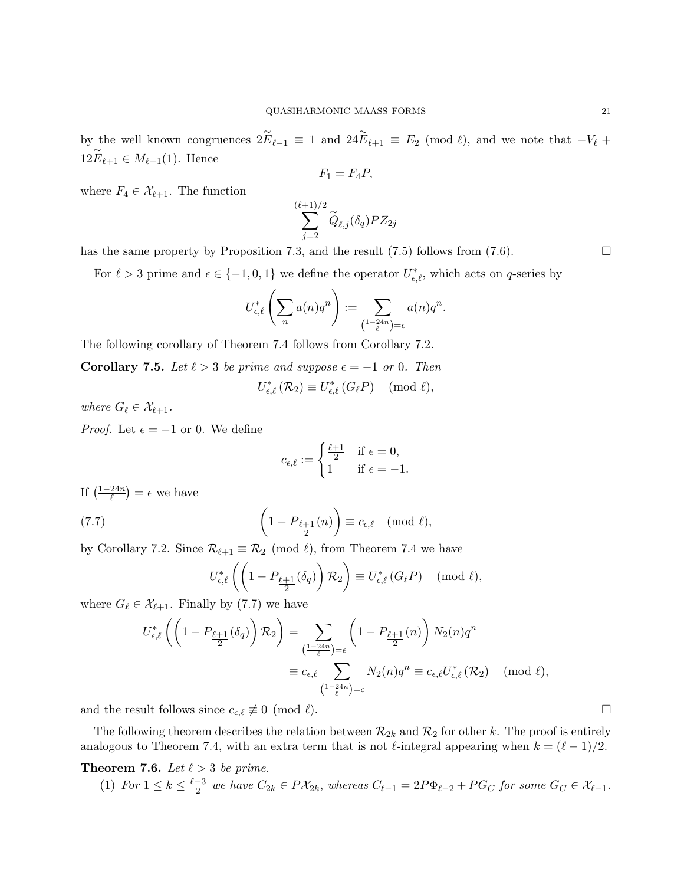by the well known congruences $2\widetilde{E}_{\ell-1} \equiv 1$ and $24\widetilde{E}_{\ell+1} \equiv E_2 \pmod{\ell}$, and we note that $-V_\ell + 12\widetilde{E}_{\ell+1} \in M_{\ell+1}(1)$. Hence

$$F_1 = F_4 P,$$

where $F_4 \in \mathcal{X}_{\ell+1}$. The function

$$\sum_{j=2}^{(\ell+1)/2} \widetilde{Q}_{\ell,j}(\delta_q) P Z_{2j}$$

has the same property by Proposition 7.3, and the result (7.5) follows from (7.6). $\square$

For $\ell > 3$ prime and $\epsilon \in \{-1, 0, 1\}$ we define the operator $U^*_{\epsilon,\ell}$, which acts on $q$-series by

$$U^*_{\epsilon,\ell}\left(\sum_n a(n)q^n\right) := \sum_{\left(\frac{1-24n}{\ell}\right)=\epsilon} a(n)q^n.$$

The following corollary of Theorem 7.4 follows from Corollary 7.2.

**Corollary 7.5.** *Let $\ell > 3$ be prime and suppose $\epsilon = -1$ or $0$. Then*

$$U^*_{\epsilon,\ell}(\mathcal{R}_2) \equiv U^*_{\epsilon,\ell}(G_\ell P) \pmod{\ell},$$

*where $G_\ell \in \mathcal{X}_{\ell+1}$.*

*Proof.* Let $\epsilon = -1$ or $0$. We define

$$c_{\epsilon,\ell} := \begin{cases} \frac{\ell+1}{2} & \text{if } \epsilon = 0, \\ 1 & \text{if } \epsilon = -1. \end{cases}$$

If $\left(\frac{1-24n}{\ell}\right) = \epsilon$ we have

$$\left(1 - P_{\frac{\ell+1}{2}}(n)\right) \equiv c_{\epsilon,\ell} \pmod{\ell}, \tag{7.7}$$

by Corollary 7.2. Since $\mathcal{R}_{\ell+1} \equiv \mathcal{R}_2 \pmod{\ell}$, from Theorem 7.4 we have

$$U^*_{\epsilon,\ell}\left(\left(1 - P_{\frac{\ell+1}{2}}(\delta_q)\right)\mathcal{R}_2\right) \equiv U^*_{\epsilon,\ell}(G_\ell P) \pmod{\ell},$$

where $G_\ell \in \mathcal{X}_{\ell+1}$. Finally by (7.7) we have

$$\begin{aligned} U^*_{\epsilon,\ell}\left(\left(1 - P_{\frac{\ell+1}{2}}(\delta_q)\right)\mathcal{R}_2\right) &= \sum_{\left(\frac{1-24n}{\ell}\right)=\epsilon} \left(1 - P_{\frac{\ell+1}{2}}(n)\right) N_2(n) q^n \\ &\equiv c_{\epsilon,\ell} \sum_{\left(\frac{1-24n}{\ell}\right)=\epsilon} N_2(n) q^n \equiv c_{\epsilon,\ell} U^*_{\epsilon,\ell}(\mathcal{R}_2) \pmod{\ell}, \end{aligned}$$

and the result follows since $c_{\epsilon,\ell} \not\equiv 0 \pmod{\ell}$. $\square$

The following theorem describes the relation between $\mathcal{R}_{2k}$ and $\mathcal{R}_2$ for other $k$. The proof is entirely analogous to Theorem 7.4, with an extra term that is not $\ell$-integral appearing when $k = (\ell-1)/2$.

**Theorem 7.6.** *Let $\ell > 3$ be prime.*

(1) *For $1 \le k \le \frac{\ell-3}{2}$ we have $C_{2k} \in P\mathcal{X}_{2k}$, whereas $C_{\ell-1} = 2P\Phi_{\ell-2} + PG_C$ for some $G_C \in \mathcal{X}_{\ell-1}$.*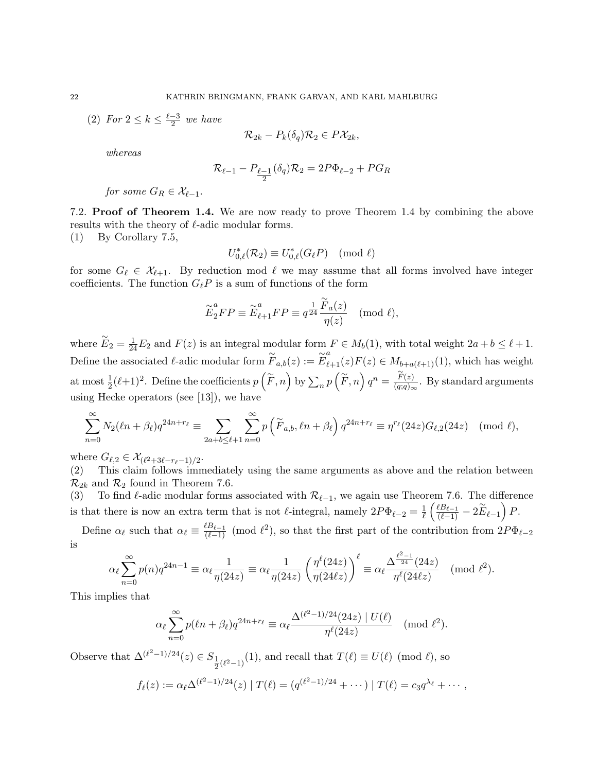(2) *For* $2 \leq k \leq \frac{\ell-3}{2}$ *we have*

$$\mathcal{R}_{2k} - P_k(\delta_q)\mathcal{R}_2 \in P\mathcal{X}_{2k},$$

*whereas*

$$\mathcal{R}_{\ell-1} - P_{\frac{\ell-1}{2}}(\delta_q)\mathcal{R}_2 = 2P\Phi_{\ell-2} + PG_R$$

*for some* $G_R \in \mathcal{X}_{\ell-1}$.

### 7.2. Proof of Theorem 1.4.

We are now ready to prove Theorem 1.4 by combining the above results with the theory of $\ell$-adic modular forms.

(1) By Corollary 7.5,

$$U^*_{0,\ell}(\mathcal{R}_2) \equiv U^*_{0,\ell}(G_\ell P) \pmod{\ell}$$

for some $G_\ell \in \mathcal{X}_{\ell+1}$. By reduction mod $\ell$ we may assume that all forms involved have integer coefficients. The function $G_\ell P$ is a sum of functions of the form

$$\widetilde{E}_2^a FP \equiv \widetilde{E}_{\ell+1}^a FP \equiv q^{\frac{1}{24}} \frac{\widetilde{F}_a(z)}{\eta(z)} \pmod{\ell},$$

where $\widetilde{E}_2 = \frac{1}{24}E_2$ and $F(z)$ is an integral modular form $F \in M_b(1)$, with total weight $2a + b \leq \ell + 1$. Define the associated $\ell$-adic modular form $\widetilde{F}_{a,b}(z) := \widetilde{E}_{\ell+1}^a(z)F(z) \in M_{b+a(\ell+1)}(1)$, which has weight at most $\frac{1}{2}(\ell+1)^2$. Define the coefficients $p\left(\widetilde{F}, n\right)$ by $\sum_n p\left(\widetilde{F}, n\right) q^n = \frac{\widetilde{F}(z)}{(q;q)_\infty}$. By standard arguments using Hecke operators (see [13]), we have

$$\sum_{n=0}^{\infty} N_2(\ell n + \beta_\ell) q^{24n + r_\ell} \equiv \sum_{2a+b \leq \ell+1} \sum_{n=0}^{\infty} p\left(\widetilde{F}_{a,b}, \ell n + \beta_\ell\right) q^{24n+r_\ell} \equiv \eta^{r_\ell}(24z) G_{\ell,2}(24z) \pmod{\ell},$$

where $G_{\ell,2} \in \mathcal{X}_{(\ell^2 + 3\ell - r_\ell - 1)/2}$.

(2) This claim follows immediately using the same arguments as above and the relation between $\mathcal{R}_{2k}$ and $\mathcal{R}_2$ found in Theorem 7.6.

(3) To find $\ell$-adic modular forms associated with $\mathcal{R}_{\ell-1}$, we again use Theorem 7.6. The difference is that there is now an extra term that is not $\ell$-integral, namely $2P\Phi_{\ell-2} = \frac{1}{\ell}\left(\frac{\ell B_{\ell-1}}{(\ell-1)} - 2\widetilde{E}_{\ell-1}\right)P$.

Define $\alpha_\ell$ such that $\alpha_\ell \equiv \frac{\ell B_{\ell-1}}{(\ell-1)} \pmod{\ell^2}$, so that the first part of the contribution from $2P\Phi_{\ell-2}$ is

$$\alpha_\ell \sum_{n=0}^{\infty} p(n) q^{24n-1} \equiv \alpha_\ell \frac{1}{\eta(24z)} \equiv \alpha_\ell \frac{1}{\eta(24z)} \left(\frac{\eta^\ell(24z)}{\eta(24\ell z)}\right)^\ell \equiv \alpha_\ell \frac{\Delta^{\frac{\ell^2-1}{24}}(24z)}{\eta^\ell(24\ell z)} \pmod{\ell^2}.$$

This implies that

$$\alpha_\ell \sum_{n=0}^{\infty} p(\ell n + \beta_\ell) q^{24n + r_\ell} \equiv \alpha_\ell \frac{\Delta^{(\ell^2-1)/24}(24z) \mid U(\ell)}{\eta^\ell(24z)} \pmod{\ell^2}.$$

Observe that $\Delta^{(\ell^2-1)/24}(z) \in S_{\frac{1}{2}(\ell^2-1)}(1)$, and recall that $T(\ell) \equiv U(\ell) \pmod{\ell}$, so

$$f_\ell(z) := \alpha_\ell \Delta^{(\ell^2-1)/24}(z) \mid T(\ell) = (q^{(\ell^2-1)/24} + \cdots) \mid T(\ell) = c_3 q^{\lambda_\ell} + \cdots,$$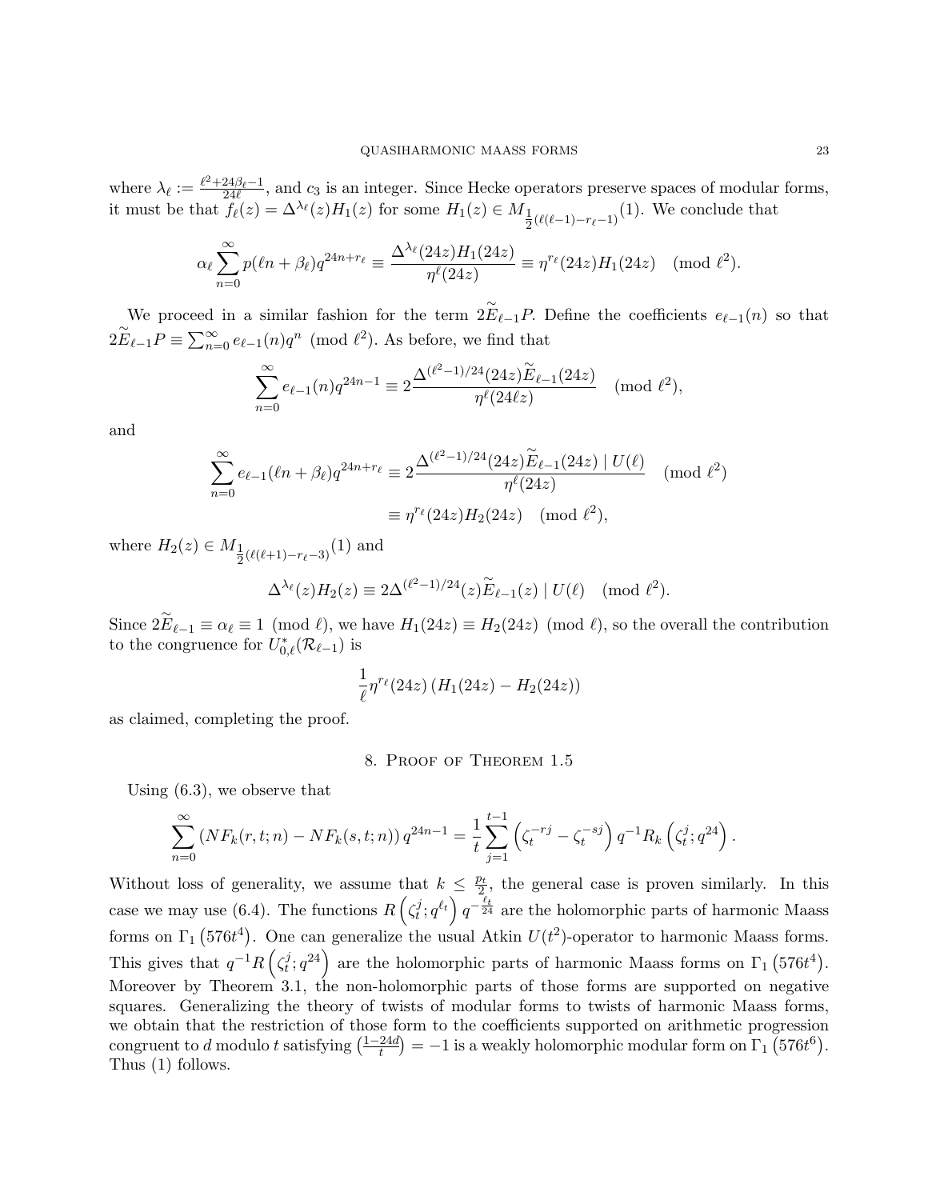where $\lambda_\ell := \frac{\ell^2+24\beta_\ell-1}{24\ell}$, and $c_3$ is an integer. Since Hecke operators preserve spaces of modular forms, it must be that $f_\ell(z) = \Delta^{\lambda_\ell}(z)H_1(z)$ for some $H_1(z) \in M_{\frac{1}{2}(\ell(\ell-1)-r_\ell-1)}(1)$. We conclude that

$$\alpha_\ell \sum_{n=0}^{\infty} p(\ell n+\beta_\ell)q^{24n+r_\ell} \equiv \frac{\Delta^{\lambda_\ell}(24z)H_1(24z)}{\eta^\ell(24z)} \equiv \eta^{r_\ell}(24z)H_1(24z) \pmod{\ell^2}.$$

We proceed in a similar fashion for the term $2\widetilde{E}_{\ell-1}P$. Define the coefficients $e_{\ell-1}(n)$ so that $2\widetilde{E}_{\ell-1}P \equiv \sum_{n=0}^{\infty} e_{\ell-1}(n)q^n \pmod{\ell^2}$. As before, we find that

$$\sum_{n=0}^{\infty} e_{\ell-1}(n)q^{24n-1} \equiv 2\frac{\Delta^{(\ell^2-1)/24}(24z)\widetilde{E}_{\ell-1}(24z)}{\eta^\ell(24\ell z)} \pmod{\ell^2},$$

and

$$\begin{aligned}\sum_{n=0}^{\infty} e_{\ell-1}(\ell n+\beta_\ell)q^{24n+r_\ell} &\equiv 2\frac{\Delta^{(\ell^2-1)/24}(24z)\widetilde{E}_{\ell-1}(24z) \mid U(\ell)}{\eta^\ell(24z)} \pmod{\ell^2}\\ &\equiv \eta^{r_\ell}(24z)H_2(24z) \pmod{\ell^2},\end{aligned}$$

where $H_2(z) \in M_{\frac{1}{2}(\ell(\ell+1)-r_\ell-3)}(1)$ and

$$\Delta^{\lambda_\ell}(z)H_2(z) \equiv 2\Delta^{(\ell^2-1)/24}(z)\widetilde{E}_{\ell-1}(z) \mid U(\ell) \pmod{\ell^2}.$$

Since $2\widetilde{E}_{\ell-1} \equiv \alpha_\ell \equiv 1 \pmod{\ell}$, we have $H_1(24z) \equiv H_2(24z) \pmod{\ell}$, so the overall the contribution to the congruence for $U^*_{0,\ell}(\mathcal{R}_{\ell-1})$ is

$$\frac{1}{\ell}\eta^{r_\ell}(24z)\left(H_1(24z) - H_2(24z)\right)$$

as claimed, completing the proof.

## 8. Proof of Theorem 1.5

Using (6.3), we observe that

$$\sum_{n=0}^{\infty}\left(NF_k(r,t;n) - NF_k(s,t;n)\right)q^{24n-1} = \frac{1}{t}\sum_{j=1}^{t-1}\left(\zeta_t^{-rj} - \zeta_t^{-sj}\right)q^{-1}R_k\left(\zeta_t^j;q^{24}\right).$$

Without loss of generality, we assume that $k \leq \frac{p_t}{2}$, the general case is proven similarly. In this case we may use (6.4). The functions $R\left(\zeta_t^j;q^{\ell_t}\right)q^{-\frac{\ell_t}{24}}$ are the holomorphic parts of harmonic Maass forms on $\Gamma_1\left(576t^4\right)$. One can generalize the usual Atkin $U(t^2)$-operator to harmonic Maass forms. This gives that $q^{-1}R\left(\zeta_t^j;q^{24}\right)$ are the holomorphic parts of harmonic Maass forms on $\Gamma_1\left(576t^4\right)$. Moreover by Theorem 3.1, the non-holomorphic parts of those forms are supported on negative squares. Generalizing the theory of twists of modular forms to twists of harmonic Maass forms, we obtain that the restriction of those form to the coefficients supported on arithmetic progression congruent to $d$ modulo $t$ satisfying $\left(\frac{1-24d}{t}\right) = -1$ is a weakly holomorphic modular form on $\Gamma_1\left(576t^6\right)$. Thus (1) follows.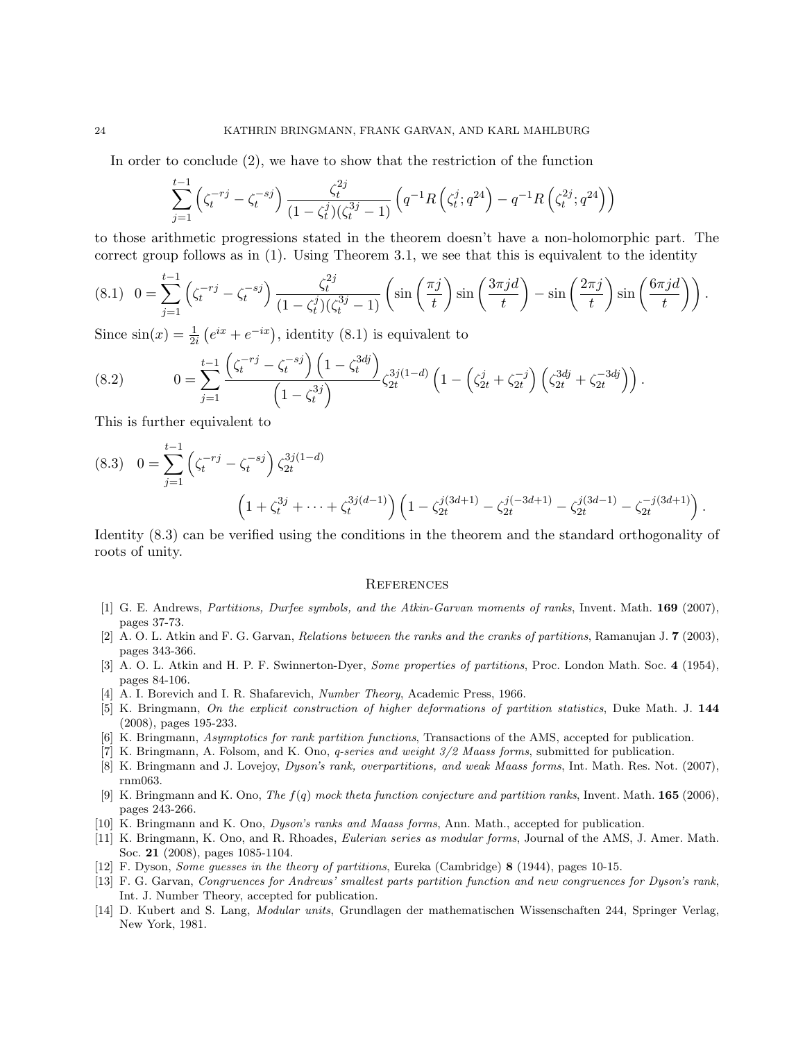In order to conclude (2), we have to show that the restriction of the function

$$\sum_{j=1}^{t-1} \left(\zeta_t^{-rj} - \zeta_t^{-sj}\right) \frac{\zeta_t^{2j}}{(1-\zeta_t^j)(\zeta_t^{3j}-1)} \left(q^{-1}R\left(\zeta_t^j; q^{24}\right) - q^{-1}R\left(\zeta_t^{2j}; q^{24}\right)\right)$$

to those arithmetic progressions stated in the theorem doesn't have a non-holomorphic part. The correct group follows as in (1). Using Theorem 3.1, we see that this is equivalent to the identity

$$0 = \sum_{j=1}^{t-1} \left(\zeta_t^{-rj} - \zeta_t^{-sj}\right) \frac{\zeta_t^{2j}}{(1-\zeta_t^j)(\zeta_t^{3j}-1)} \left(\sin\left(\frac{\pi j}{t}\right)\sin\left(\frac{3\pi jd}{t}\right) - \sin\left(\frac{2\pi j}{t}\right)\sin\left(\frac{6\pi jd}{t}\right)\right). \tag{8.1}$$

Since $\sin(x) = \frac{1}{2i}\left(e^{ix} + e^{-ix}\right)$, identity (8.1) is equivalent to

$$0 = \sum_{j=1}^{t-1} \frac{\left(\zeta_t^{-rj} - \zeta_t^{-sj}\right)\left(1 - \zeta_t^{3dj}\right)}{\left(1 - \zeta_t^{3j}\right)} \zeta_{2t}^{3j(1-d)} \left(1 - \left(\zeta_{2t}^{j} + \zeta_{2t}^{-j}\right)\left(\zeta_{2t}^{3dj} + \zeta_{2t}^{-3dj}\right)\right). \tag{8.2}$$

This is further equivalent to

$$0 = \sum_{j=1}^{t-1} \left(\zeta_t^{-rj} - \zeta_t^{-sj}\right) \zeta_{2t}^{3j(1-d)} \left(1 + \zeta_t^{3j} + \cdots + \zeta_t^{3j(d-1)}\right)\left(1 - \zeta_{2t}^{j(3d+1)} - \zeta_{2t}^{j(-3d+1)} - \zeta_{2t}^{j(3d-1)} - \zeta_{2t}^{-j(3d+1)}\right). \tag{8.3}$$

Identity (8.3) can be verified using the conditions in the theorem and the standard orthogonality of roots of unity.

## References

[1] G. E. Andrews, *Partitions, Durfee symbols, and the Atkin-Garvan moments of ranks*, Invent. Math. **169** (2007), pages 37-73.

[2] A. O. L. Atkin and F. G. Garvan, *Relations between the ranks and the cranks of partitions*, Ramanujan J. **7** (2003), pages 343-366.

[3] A. O. L. Atkin and H. P. F. Swinnerton-Dyer, *Some properties of partitions*, Proc. London Math. Soc. **4** (1954), pages 84-106.

[4] A. I. Borevich and I. R. Shafarevich, *Number Theory*, Academic Press, 1966.

[5] K. Bringmann, *On the explicit construction of higher deformations of partition statistics*, Duke Math. J. **144** (2008), pages 195-233.

[6] K. Bringmann, *Asymptotics for rank partition functions*, Transactions of the AMS, accepted for publication.

[7] K. Bringmann, A. Folsom, and K. Ono, *q-series and weight 3/2 Maass forms*, submitted for publication.

[8] K. Bringmann and J. Lovejoy, *Dyson's rank, overpartitions, and weak Maass forms*, Int. Math. Res. Not. (2007), rnm063.

[9] K. Bringmann and K. Ono, *The f(q) mock theta function conjecture and partition ranks*, Invent. Math. **165** (2006), pages 243-266.

[10] K. Bringmann and K. Ono, *Dyson's ranks and Maass forms*, Ann. Math., accepted for publication.

[11] K. Bringmann, K. Ono, and R. Rhoades, *Eulerian series as modular forms*, Journal of the AMS, J. Amer. Math. Soc. **21** (2008), pages 1085-1104.

[12] F. Dyson, *Some guesses in the theory of partitions*, Eureka (Cambridge) **8** (1944), pages 10-15.

[13] F. G. Garvan, *Congruences for Andrews' smallest parts partition function and new congruences for Dyson's rank*, Int. J. Number Theory, accepted for publication.

[14] D. Kubert and S. Lang, *Modular units*, Grundlagen der mathematischen Wissenschaften 244, Springer Verlag, New York, 1981.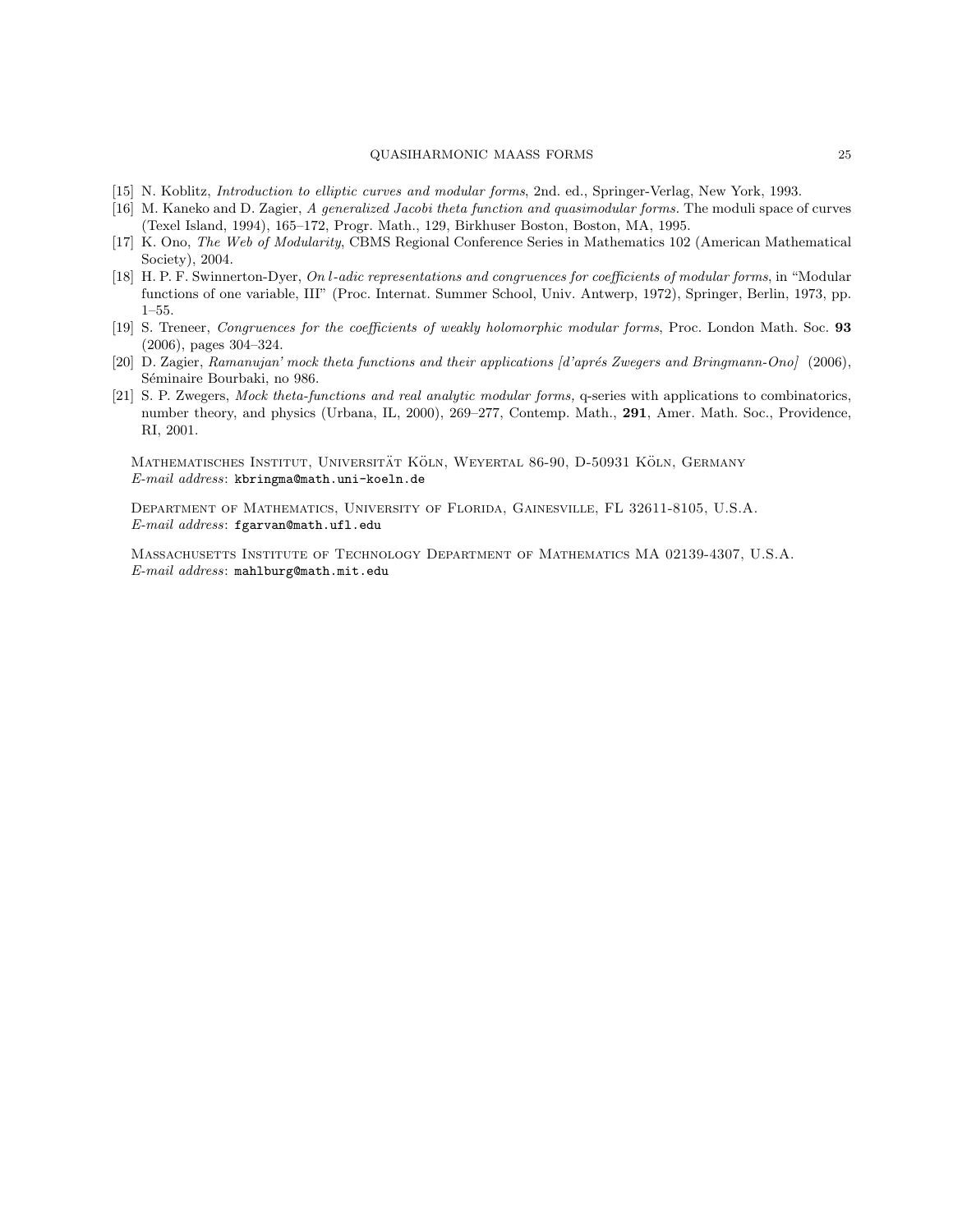[15] N. Koblitz, *Introduction to elliptic curves and modular forms*, 2nd. ed., Springer-Verlag, New York, 1993.

[16] M. Kaneko and D. Zagier, *A generalized Jacobi theta function and quasimodular forms*. The moduli space of curves (Texel Island, 1994), 165–172, Progr. Math., 129, Birkhuser Boston, Boston, MA, 1995.

[17] K. Ono, *The Web of Modularity*, CBMS Regional Conference Series in Mathematics 102 (American Mathematical Society), 2004.

[18] H. P. F. Swinnerton-Dyer, *On l-adic representations and congruences for coefficients of modular forms*, in "Modular functions of one variable, III" (Proc. Internat. Summer School, Univ. Antwerp, 1972), Springer, Berlin, 1973, pp. 1–55.

[19] S. Treneer, *Congruences for the coefficients of weakly holomorphic modular forms*, Proc. London Math. Soc. **93** (2006), pages 304–324.

[20] D. Zagier, *Ramanujan' mock theta functions and their applications [d'aprés Zwegers and Bringmann-Ono]* (2006), Séminaire Bourbaki, no 986.

[21] S. P. Zwegers, *Mock theta-functions and real analytic modular forms,* q-series with applications to combinatorics, number theory, and physics (Urbana, IL, 2000), 269–277, Contemp. Math., **291**, Amer. Math. Soc., Providence, RI, 2001.

Mathematisches Institut, Universität Köln, Weyertal 86-90, D-50931 Köln, Germany
*E-mail address*: kbringma@math.uni-koeln.de

Department of Mathematics, University of Florida, Gainesville, FL 32611-8105, U.S.A.
*E-mail address*: fgarvan@math.ufl.edu

Massachusetts Institute of Technology Department of Mathematics MA 02139-4307, U.S.A.
*E-mail address*: mahlburg@math.mit.edu